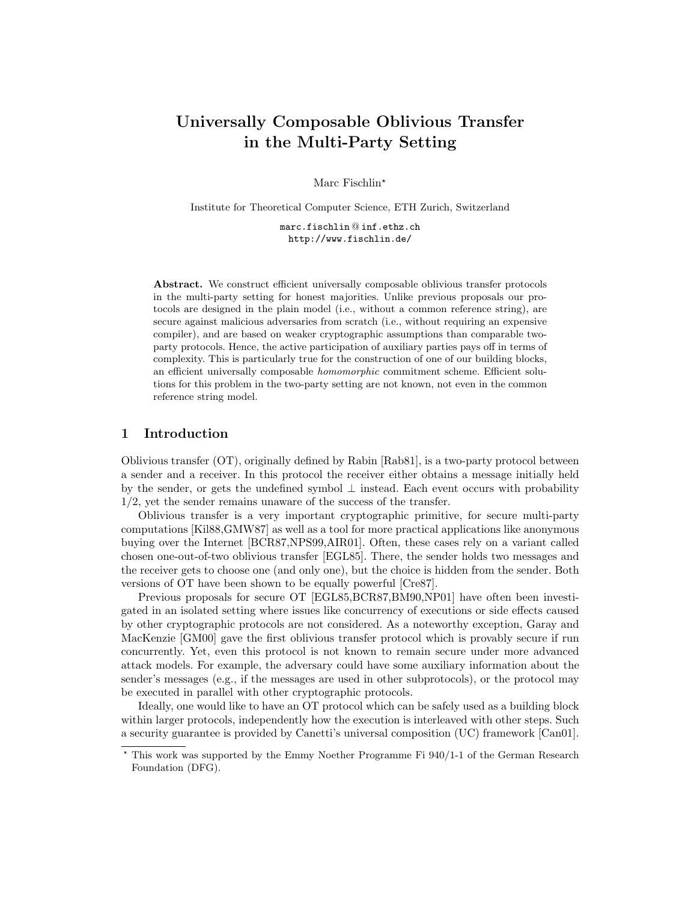# Universally Composable Oblivious Transfer in the Multi-Party Setting

Marc Fischlin*

Institute for Theoretical Computer Science, ETH Zurich, Switzerland

marc.fischlin@inf.ethz.ch
http://www.fischlin.de/

**Abstract.** We construct efficient universally composable oblivious transfer protocols in the multi-party setting for honest majorities. Unlike previous proposals our protocols are designed in the plain model (i.e., without a common reference string), are secure against malicious adversaries from scratch (i.e., without requiring an expensive compiler), and are based on weaker cryptographic assumptions than comparable two-party protocols. Hence, the active participation of auxiliary parties pays off in terms of complexity. This is particularly true for the construction of one of our building blocks, an efficient universally composable *homomorphic* commitment scheme. Efficient solutions for this problem in the two-party setting are not known, not even in the common reference string model.

## 1 Introduction

Oblivious transfer (OT), originally defined by Rabin [Rab81], is a two-party protocol between a sender and a receiver. In this protocol the receiver either obtains a message initially held by the sender, or gets the undefined symbol $\perp$ instead. Each event occurs with probability $1/2$, yet the sender remains unaware of the success of the transfer.

Oblivious transfer is a very important cryptographic primitive, for secure multi-party computations [Kil88,GMW87] as well as a tool for more practical applications like anonymous buying over the Internet [BCR87,NPS99,AIR01]. Often, these cases rely on a variant called chosen one-out-of-two oblivious transfer [EGL85]. There, the sender holds two messages and the receiver gets to choose one (and only one), but the choice is hidden from the sender. Both versions of OT have been shown to be equally powerful [Cre87].

Previous proposals for secure OT [EGL85,BCR87,BM90,NP01] have often been investigated in an isolated setting where issues like concurrency of executions or side effects caused by other cryptographic protocols are not considered. As a noteworthy exception, Garay and MacKenzie [GM00] gave the first oblivious transfer protocol which is provably secure if run concurrently. Yet, even this protocol is not known to remain secure under more advanced attack models. For example, the adversary could have some auxiliary information about the sender's messages (e.g., if the messages are used in other subprotocols), or the protocol may be executed in parallel with other cryptographic protocols.

Ideally, one would like to have an OT protocol which can be safely used as a building block within larger protocols, independently how the execution is interleaved with other steps. Such a security guarantee is provided by Canetti's universal composition (UC) framework [Can01].

* This work was supported by the Emmy Noether Programme Fi 940/1-1 of the German Research Foundation (DFG).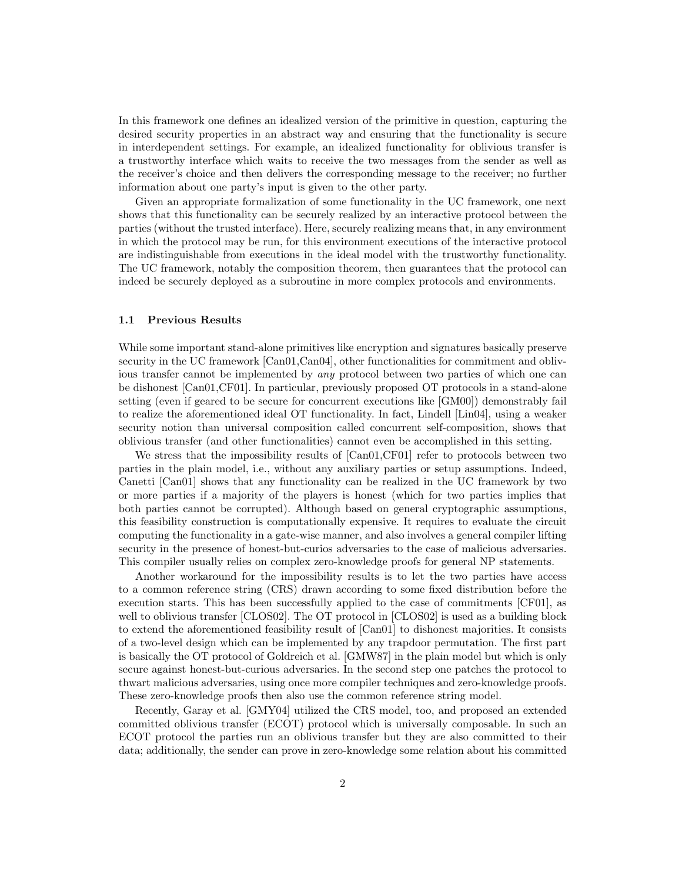In this framework one defines an idealized version of the primitive in question, capturing the desired security properties in an abstract way and ensuring that the functionality is secure in interdependent settings. For example, an idealized functionality for oblivious transfer is a trustworthy interface which waits to receive the two messages from the sender as well as the receiver's choice and then delivers the corresponding message to the receiver; no further information about one party's input is given to the other party.

Given an appropriate formalization of some functionality in the UC framework, one next shows that this functionality can be securely realized by an interactive protocol between the parties (without the trusted interface). Here, securely realizing means that, in any environment in which the protocol may be run, for this environment executions of the interactive protocol are indistinguishable from executions in the ideal model with the trustworthy functionality. The UC framework, notably the composition theorem, then guarantees that the protocol can indeed be securely deployed as a subroutine in more complex protocols and environments.

### 1.1 Previous Results

While some important stand-alone primitives like encryption and signatures basically preserve security in the UC framework [Can01,Can04], other functionalities for commitment and oblivious transfer cannot be implemented by *any* protocol between two parties of which one can be dishonest [Can01,CF01]. In particular, previously proposed OT protocols in a stand-alone setting (even if geared to be secure for concurrent executions like [GM00]) demonstrably fail to realize the aforementioned ideal OT functionality. In fact, Lindell [Lin04], using a weaker security notion than universal composition called concurrent self-composition, shows that oblivious transfer (and other functionalities) cannot even be accomplished in this setting.

We stress that the impossibility results of [Can01,CF01] refer to protocols between two parties in the plain model, i.e., without any auxiliary parties or setup assumptions. Indeed, Canetti [Can01] shows that any functionality can be realized in the UC framework by two or more parties if a majority of the players is honest (which for two parties implies that both parties cannot be corrupted). Although based on general cryptographic assumptions, this feasibility construction is computationally expensive. It requires to evaluate the circuit computing the functionality in a gate-wise manner, and also involves a general compiler lifting security in the presence of honest-but-curios adversaries to the case of malicious adversaries. This compiler usually relies on complex zero-knowledge proofs for general NP statements.

Another workaround for the impossibility results is to let the two parties have access to a common reference string (CRS) drawn according to some fixed distribution before the execution starts. This has been successfully applied to the case of commitments [CF01], as well to oblivious transfer [CLOS02]. The OT protocol in [CLOS02] is used as a building block to extend the aforementioned feasibility result of [Can01] to dishonest majorities. It consists of a two-level design which can be implemented by any trapdoor permutation. The first part is basically the OT protocol of Goldreich et al. [GMW87] in the plain model but which is only secure against honest-but-curious adversaries. In the second step one patches the protocol to thwart malicious adversaries, using once more compiler techniques and zero-knowledge proofs. These zero-knowledge proofs then also use the common reference string model.

Recently, Garay et al. [GMY04] utilized the CRS model, too, and proposed an extended committed oblivious transfer (ECOT) protocol which is universally composable. In such an ECOT protocol the parties run an oblivious transfer but they are also committed to their data; additionally, the sender can prove in zero-knowledge some relation about his committed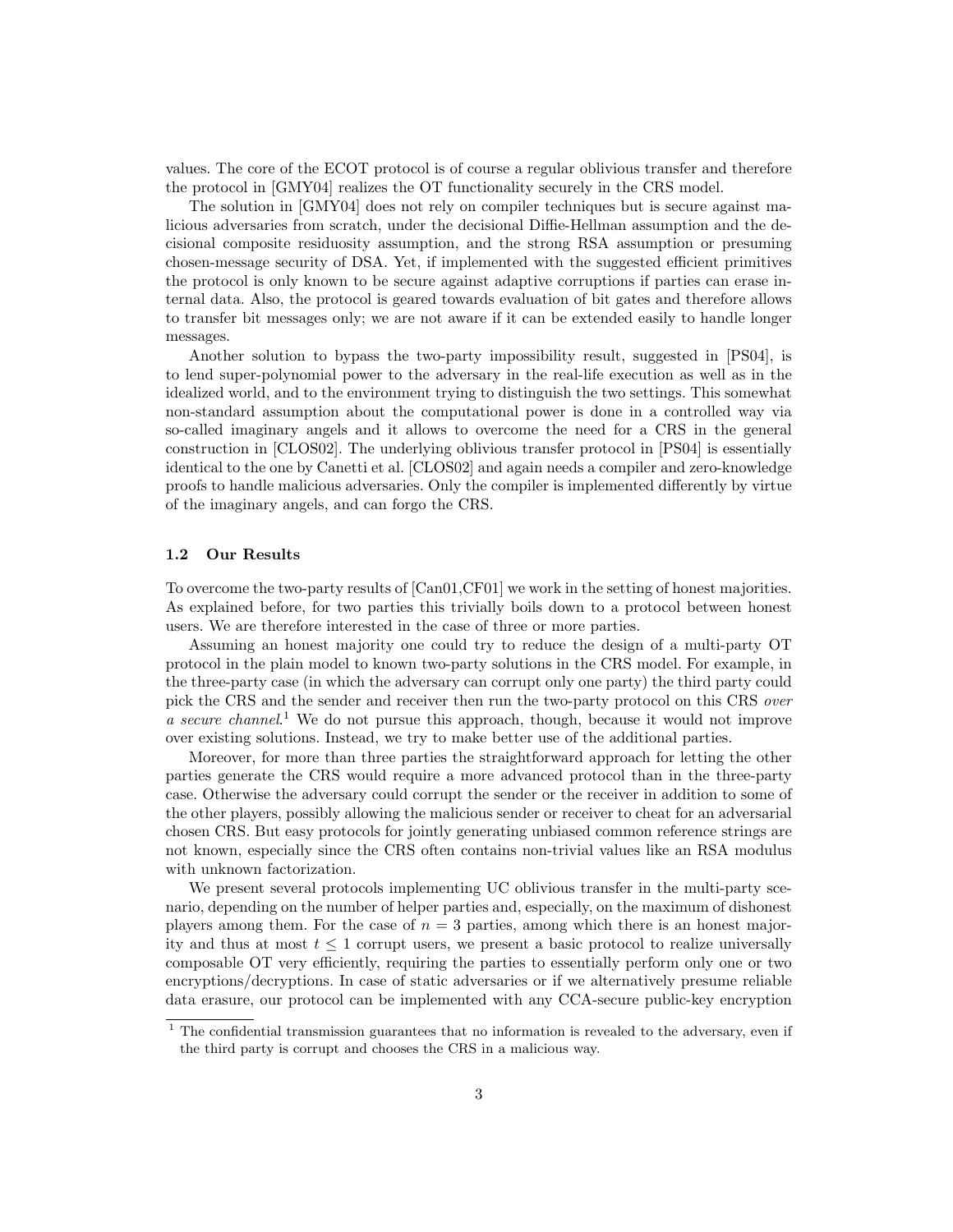values. The core of the ECOT protocol is of course a regular oblivious transfer and therefore the protocol in [GMY04] realizes the OT functionality securely in the CRS model.

The solution in [GMY04] does not rely on compiler techniques but is secure against malicious adversaries from scratch, under the decisional Diffie-Hellman assumption and the decisional composite residuosity assumption, and the strong RSA assumption or presuming chosen-message security of DSA. Yet, if implemented with the suggested efficient primitives the protocol is only known to be secure against adaptive corruptions if parties can erase internal data. Also, the protocol is geared towards evaluation of bit gates and therefore allows to transfer bit messages only; we are not aware if it can be extended easily to handle longer messages.

Another solution to bypass the two-party impossibility result, suggested in [PS04], is to lend super-polynomial power to the adversary in the real-life execution as well as in the idealized world, and to the environment trying to distinguish the two settings. This somewhat non-standard assumption about the computational power is done in a controlled way via so-called imaginary angels and it allows to overcome the need for a CRS in the general construction in [CLOS02]. The underlying oblivious transfer protocol in [PS04] is essentially identical to the one by Canetti et al. [CLOS02] and again needs a compiler and zero-knowledge proofs to handle malicious adversaries. Only the compiler is implemented differently by virtue of the imaginary angels, and can forgo the CRS.

### 1.2 Our Results

To overcome the two-party results of [Can01,CF01] we work in the setting of honest majorities. As explained before, for two parties this trivially boils down to a protocol between honest users. We are therefore interested in the case of three or more parties.

Assuming an honest majority one could try to reduce the design of a multi-party OT protocol in the plain model to known two-party solutions in the CRS model. For example, in the three-party case (in which the adversary can corrupt only one party) the third party could pick the CRS and the sender and receiver then run the two-party protocol on this CRS *over a secure channel*.[1] We do not pursue this approach, though, because it would not improve over existing solutions. Instead, we try to make better use of the additional parties.

Moreover, for more than three parties the straightforward approach for letting the other parties generate the CRS would require a more advanced protocol than in the three-party case. Otherwise the adversary could corrupt the sender or the receiver in addition to some of the other players, possibly allowing the malicious sender or receiver to cheat for an adversarial chosen CRS. But easy protocols for jointly generating unbiased common reference strings are not known, especially since the CRS often contains non-trivial values like an RSA modulus with unknown factorization.

We present several protocols implementing UC oblivious transfer in the multi-party scenario, depending on the number of helper parties and, especially, on the maximum of dishonest players among them. For the case of $n = 3$ parties, among which there is an honest majority and thus at most $t \leq 1$ corrupt users, we present a basic protocol to realize universally composable OT very efficiently, requiring the parties to essentially perform only one or two encryptions/decryptions. In case of static adversaries or if we alternatively presume reliable data erasure, our protocol can be implemented with any CCA-secure public-key encryption

[1] The confidential transmission guarantees that no information is revealed to the adversary, even if the third party is corrupt and chooses the CRS in a malicious way.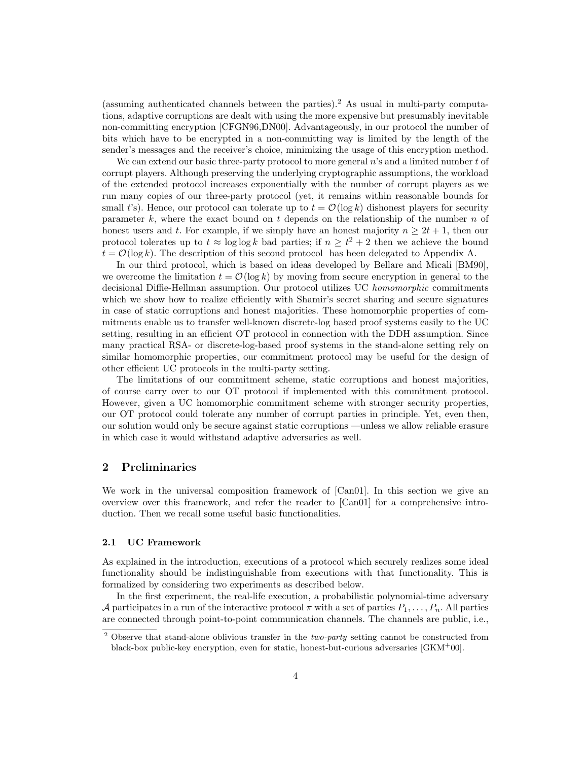(assuming authenticated channels between the parties).[2] As usual in multi-party computations, adaptive corruptions are dealt with using the more expensive but presumably inevitable non-committing encryption [CFGN96,DN00]. Advantageously, in our protocol the number of bits which have to be encrypted in a non-committing way is limited by the length of the sender's messages and the receiver's choice, minimizing the usage of this encryption method.

We can extend our basic three-party protocol to more general $n$'s and a limited number $t$ of corrupt players. Although preserving the underlying cryptographic assumptions, the workload of the extended protocol increases exponentially with the number of corrupt players as we run many copies of our three-party protocol (yet, it remains within reasonable bounds for small $t$'s). Hence, our protocol can tolerate up to $t = \mathcal{O}(\log k)$ dishonest players for security parameter $k$, where the exact bound on $t$ depends on the relationship of the number $n$ of honest users and $t$. For example, if we simply have an honest majority $n \geq 2t+1$, then our protocol tolerates up to $t \approx \log\log k$ bad parties; if $n \geq t^2 + 2$ then we achieve the bound $t = \mathcal{O}(\log k)$. The description of this second protocol has been delegated to Appendix A.

In our third protocol, which is based on ideas developed by Bellare and Micali [BM90], we overcome the limitation $t = \mathcal{O}(\log k)$ by moving from secure encryption in general to the decisional Diffie-Hellman assumption. Our protocol utilizes UC *homomorphic* commitments which we show how to realize efficiently with Shamir's secret sharing and secure signatures in case of static corruptions and honest majorities. These homomorphic properties of commitments enable us to transfer well-known discrete-log based proof systems easily to the UC setting, resulting in an efficient OT protocol in connection with the DDH assumption. Since many practical RSA- or discrete-log-based proof systems in the stand-alone setting rely on similar homomorphic properties, our commitment protocol may be useful for the design of other efficient UC protocols in the multi-party setting.

The limitations of our commitment scheme, static corruptions and honest majorities, of course carry over to our OT protocol if implemented with this commitment protocol. However, given a UC homomorphic commitment scheme with stronger security properties, our OT protocol could tolerate any number of corrupt parties in principle. Yet, even then, our solution would only be secure against static corruptions —unless we allow reliable erasure in which case it would withstand adaptive adversaries as well.

## 2 Preliminaries

We work in the universal composition framework of [Can01]. In this section we give an overview over this framework, and refer the reader to [Can01] for a comprehensive introduction. Then we recall some useful basic functionalities.

### 2.1 UC Framework

As explained in the introduction, executions of a protocol which securely realizes some ideal functionality should be indistinguishable from executions with that functionality. This is formalized by considering two experiments as described below.

In the first experiment, the real-life execution, a probabilistic polynomial-time adversary $\mathcal{A}$ participates in a run of the interactive protocol $\pi$ with a set of parties $P_1, \ldots, P_n$. All parties are connected through point-to-point communication channels. The channels are public, i.e.,

[2] Observe that stand-alone oblivious transfer in the *two-party* setting cannot be constructed from black-box public-key encryption, even for static, honest-but-curious adversaries [GKM+00].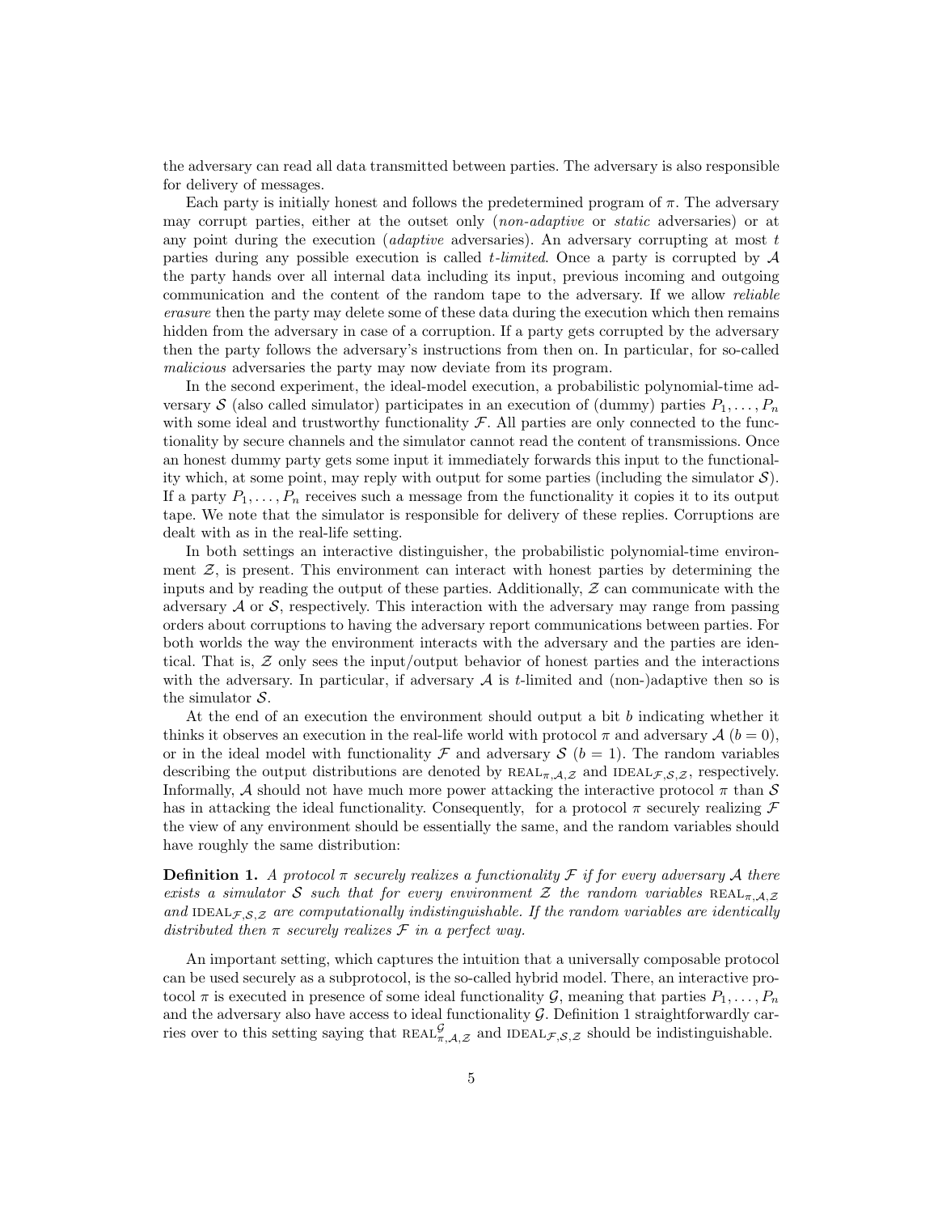the adversary can read all data transmitted between parties. The adversary is also responsible for delivery of messages.

Each party is initially honest and follows the predetermined program of $\pi$. The adversary may corrupt parties, either at the outset only (*non-adaptive* or *static* adversaries) or at any point during the execution (*adaptive* adversaries). An adversary corrupting at most $t$ parties during any possible execution is called *$t$-limited*. Once a party is corrupted by $\mathcal{A}$ the party hands over all internal data including its input, previous incoming and outgoing communication and the content of the random tape to the adversary. If we allow *reliable erasure* then the party may delete some of these data during the execution which then remains hidden from the adversary in case of a corruption. If a party gets corrupted by the adversary then the party follows the adversary's instructions from then on. In particular, for so-called *malicious* adversaries the party may now deviate from its program.

In the second experiment, the ideal-model execution, a probabilistic polynomial-time adversary $\mathcal{S}$ (also called simulator) participates in an execution of (dummy) parties $P_1, \ldots, P_n$ with some ideal and trustworthy functionality $\mathcal{F}$. All parties are only connected to the functionality by secure channels and the simulator cannot read the content of transmissions. Once an honest dummy party gets some input it immediately forwards this input to the functionality which, at some point, may reply with output for some parties (including the simulator $\mathcal{S}$). If a party $P_1, \ldots, P_n$ receives such a message from the functionality it copies it to its output tape. We note that the simulator is responsible for delivery of these replies. Corruptions are dealt with as in the real-life setting.

In both settings an interactive distinguisher, the probabilistic polynomial-time environment $\mathcal{Z}$, is present. This environment can interact with honest parties by determining the inputs and by reading the output of these parties. Additionally, $\mathcal{Z}$ can communicate with the adversary $\mathcal{A}$ or $\mathcal{S}$, respectively. This interaction with the adversary may range from passing orders about corruptions to having the adversary report communications between parties. For both worlds the way the environment interacts with the adversary and the parties are identical. That is, $\mathcal{Z}$ only sees the input/output behavior of honest parties and the interactions with the adversary. In particular, if adversary $\mathcal{A}$ is $t$-limited and (non-)adaptive then so is the simulator $\mathcal{S}$.

At the end of an execution the environment should output a bit $b$ indicating whether it thinks it observes an execution in the real-life world with protocol $\pi$ and adversary $\mathcal{A}$ ($b = 0$), or in the ideal model with functionality $\mathcal{F}$ and adversary $\mathcal{S}$ ($b = 1$). The random variables describing the output distributions are denoted by $\text{REAL}_{\pi,\mathcal{A},\mathcal{Z}}$ and $\text{IDEAL}_{\mathcal{F},\mathcal{S},\mathcal{Z}}$, respectively. Informally, $\mathcal{A}$ should not have much more power attacking the interactive protocol $\pi$ than $\mathcal{S}$ has in attacking the ideal functionality. Consequently, for a protocol $\pi$ securely realizing $\mathcal{F}$ the view of any environment should be essentially the same, and the random variables should have roughly the same distribution:

**Definition 1.** *A protocol $\pi$ securely realizes a functionality $\mathcal{F}$ if for every adversary $\mathcal{A}$ there exists a simulator $\mathcal{S}$ such that for every environment $\mathcal{Z}$ the random variables $\text{REAL}_{\pi,\mathcal{A},\mathcal{Z}}$ and $\text{IDEAL}_{\mathcal{F},\mathcal{S},\mathcal{Z}}$ are computationally indistinguishable. If the random variables are identically distributed then $\pi$ securely realizes $\mathcal{F}$ in a perfect way.*

An important setting, which captures the intuition that a universally composable protocol can be used securely as a subprotocol, is the so-called hybrid model. There, an interactive protocol $\pi$ is executed in presence of some ideal functionality $\mathcal{G}$, meaning that parties $P_1, \ldots, P_n$ and the adversary also have access to ideal functionality $\mathcal{G}$. Definition 1 straightforwardly carries over to this setting saying that $\text{REAL}^{\mathcal{G}}_{\pi,\mathcal{A},\mathcal{Z}}$ and $\text{IDEAL}_{\mathcal{F},\mathcal{S},\mathcal{Z}}$ should be indistinguishable.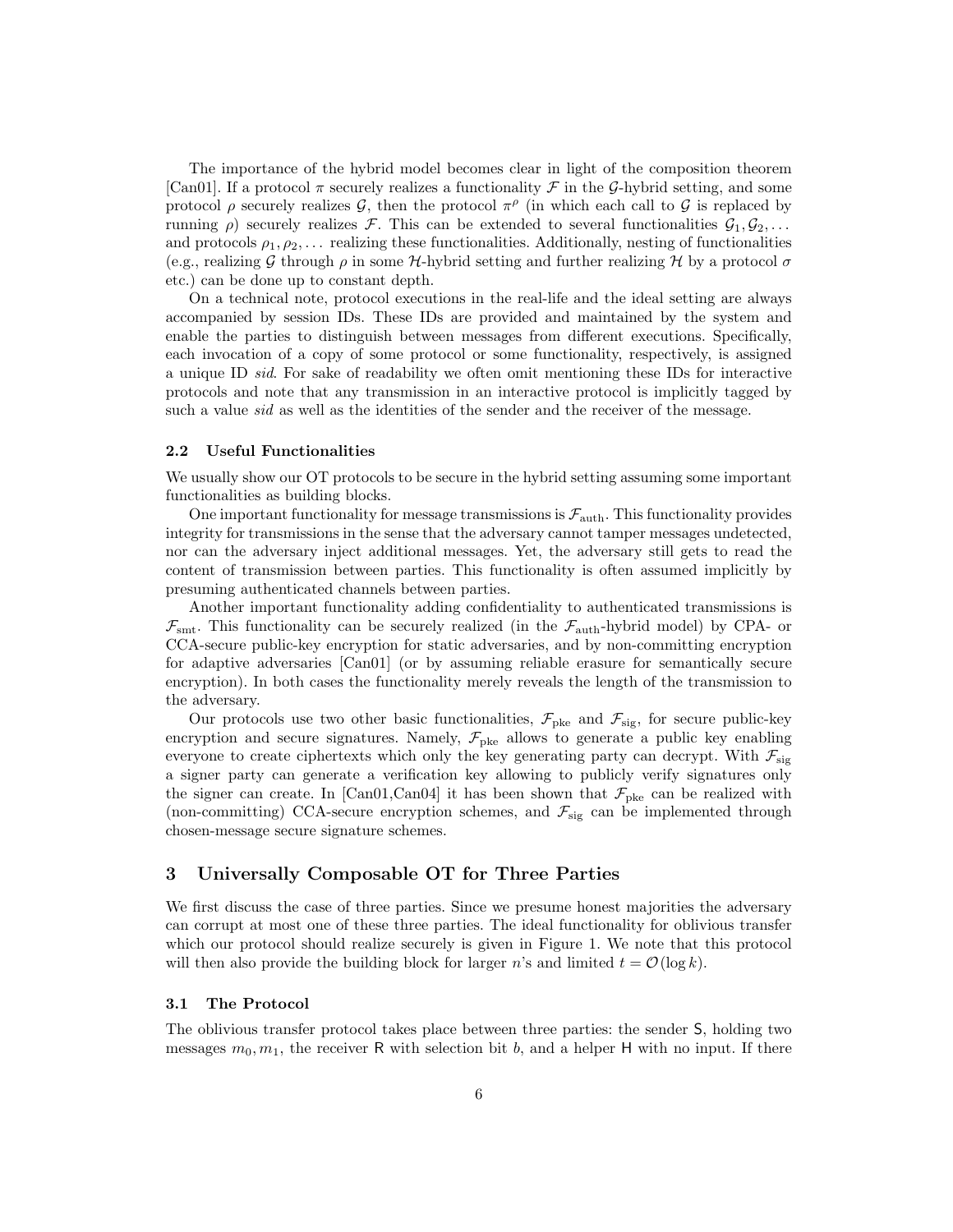The importance of the hybrid model becomes clear in light of the composition theorem [Can01]. If a protocol $\pi$ securely realizes a functionality $\mathcal{F}$ in the $\mathcal{G}$-hybrid setting, and some protocol $\rho$ securely realizes $\mathcal{G}$, then the protocol $\pi^\rho$ (in which each call to $\mathcal{G}$ is replaced by running $\rho$) securely realizes $\mathcal{F}$. This can be extended to several functionalities $\mathcal{G}_1, \mathcal{G}_2, \ldots$ and protocols $\rho_1, \rho_2, \ldots$ realizing these functionalities. Additionally, nesting of functionalities (e.g., realizing $\mathcal{G}$ through $\rho$ in some $\mathcal{H}$-hybrid setting and further realizing $\mathcal{H}$ by a protocol $\sigma$ etc.) can be done up to constant depth.

On a technical note, protocol executions in the real-life and the ideal setting are always accompanied by session IDs. These IDs are provided and maintained by the system and enable the parties to distinguish between messages from different executions. Specifically, each invocation of a copy of some protocol or some functionality, respectively, is assigned a unique ID *sid*. For sake of readability we often omit mentioning these IDs for interactive protocols and note that any transmission in an interactive protocol is implicitly tagged by such a value *sid* as well as the identities of the sender and the receiver of the message.

### 2.2 Useful Functionalities

We usually show our OT protocols to be secure in the hybrid setting assuming some important functionalities as building blocks.

One important functionality for message transmissions is $\mathcal{F}_{\mathrm{auth}}$. This functionality provides integrity for transmissions in the sense that the adversary cannot tamper messages undetected, nor can the adversary inject additional messages. Yet, the adversary still gets to read the content of transmission between parties. This functionality is often assumed implicitly by presuming authenticated channels between parties.

Another important functionality adding confidentiality to authenticated transmissions is $\mathcal{F}_{\mathrm{smt}}$. This functionality can be securely realized (in the $\mathcal{F}_{\mathrm{auth}}$-hybrid model) by CPA- or CCA-secure public-key encryption for static adversaries, and by non-committing encryption for adaptive adversaries [Can01] (or by assuming reliable erasure for semantically secure encryption). In both cases the functionality merely reveals the length of the transmission to the adversary.

Our protocols use two other basic functionalities, $\mathcal{F}_{\mathrm{pke}}$ and $\mathcal{F}_{\mathrm{sig}}$, for secure public-key encryption and secure signatures. Namely, $\mathcal{F}_{\mathrm{pke}}$ allows to generate a public key enabling everyone to create ciphertexts which only the key generating party can decrypt. With $\mathcal{F}_{\mathrm{sig}}$ a signer party can generate a verification key allowing to publicly verify signatures only the signer can create. In [Can01,Can04] it has been shown that $\mathcal{F}_{\mathrm{pke}}$ can be realized with (non-committing) CCA-secure encryption schemes, and $\mathcal{F}_{\mathrm{sig}}$ can be implemented through chosen-message secure signature schemes.

## 3 Universally Composable OT for Three Parties

We first discuss the case of three parties. Since we presume honest majorities the adversary can corrupt at most one of these three parties. The ideal functionality for oblivious transfer which our protocol should realize securely is given in Figure 1. We note that this protocol will then also provide the building block for larger $n$'s and limited $t = \mathcal{O}(\log k)$.

### 3.1 The Protocol

The oblivious transfer protocol takes place between three parties: the sender $\mathsf{S}$, holding two messages $m_0, m_1$, the receiver $\mathsf{R}$ with selection bit $b$, and a helper $\mathsf{H}$ with no input. If there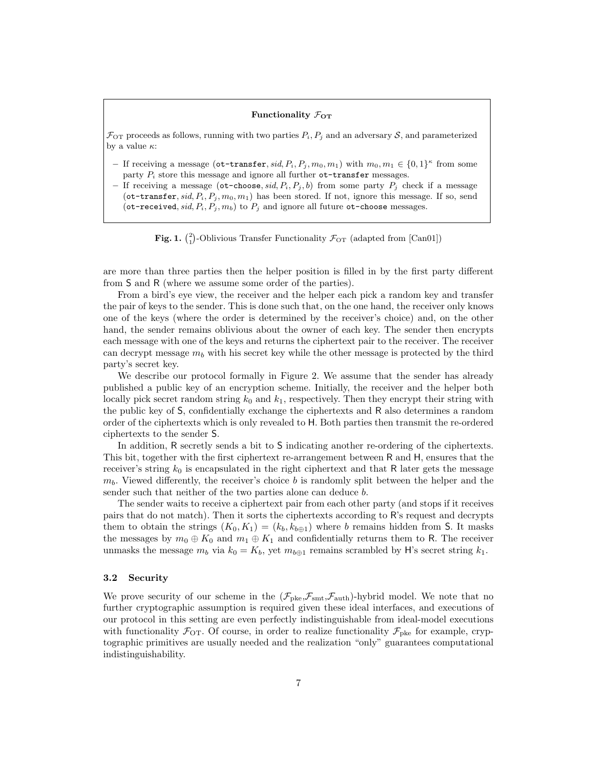**Functionality $\mathcal{F}_{\text{OT}}$**

$\mathcal{F}_{\text{OT}}$ proceeds as follows, running with two parties $P_i, P_j$ and an adversary $\mathcal{S}$, and parameterized by a value $\kappa$:

- If receiving a message (`ot-transfer`, $sid, P_i, P_j, m_0, m_1$) with $m_0, m_1 \in \{0,1\}^\kappa$ from some party $P_i$ store this message and ignore all further `ot-transfer` messages.
- If receiving a message (`ot-choose`, $sid, P_i, P_j, b$) from some party $P_j$ check if a message (`ot-transfer`, $sid, P_i, P_j, m_0, m_1$) has been stored. If not, ignore this message. If so, send (`ot-received`, $sid, P_i, P_j, m_b$) to $P_j$ and ignore all future `ot-choose` messages.

**Fig. 1.** $\binom{2}{1}$-Oblivious Transfer Functionality $\mathcal{F}_{\text{OT}}$ (adapted from [Can01])

are more than three parties then the helper position is filled in by the first party different from S and R (where we assume some order of the parties).

From a bird's eye view, the receiver and the helper each pick a random key and transfer the pair of keys to the sender. This is done such that, on the one hand, the receiver only knows one of the keys (where the order is determined by the receiver's choice) and, on the other hand, the sender remains oblivious about the owner of each key. The sender then encrypts each message with one of the keys and returns the ciphertext pair to the receiver. The receiver can decrypt message $m_b$ with his secret key while the other message is protected by the third party's secret key.

We describe our protocol formally in Figure 2. We assume that the sender has already published a public key of an encryption scheme. Initially, the receiver and the helper both locally pick secret random string $k_0$ and $k_1$, respectively. Then they encrypt their string with the public key of S, confidentially exchange the ciphertexts and R also determines a random order of the ciphertexts which is only revealed to H. Both parties then transmit the re-ordered ciphertexts to the sender S.

In addition, R secretly sends a bit to S indicating another re-ordering of the ciphertexts. This bit, together with the first ciphertext re-arrangement between R and H, ensures that the receiver's string $k_0$ is encapsulated in the right ciphertext and that R later gets the message $m_b$. Viewed differently, the receiver's choice $b$ is randomly split between the helper and the sender such that neither of the two parties alone can deduce $b$.

The sender waits to receive a ciphertext pair from each other party (and stops if it receives pairs that do not match). Then it sorts the ciphertexts according to R's request and decrypts them to obtain the strings $(K_0, K_1) = (k_b, k_{b\oplus 1})$ where $b$ remains hidden from S. It masks the messages by $m_0 \oplus K_0$ and $m_1 \oplus K_1$ and confidentially returns them to R. The receiver unmasks the message $m_b$ via $k_0 = K_b$, yet $m_{b\oplus 1}$ remains scrambled by H's secret string $k_1$.

### 3.2 Security

We prove security of our scheme in the ($\mathcal{F}_{\text{pke}}$,$\mathcal{F}_{\text{smt}}$,$\mathcal{F}_{\text{auth}}$)-hybrid model. We note that no further cryptographic assumption is required given these ideal interfaces, and executions of our protocol in this setting are even perfectly indistinguishable from ideal-model executions with functionality $\mathcal{F}_{\text{OT}}$. Of course, in order to realize functionality $\mathcal{F}_{\text{pke}}$ for example, cryptographic primitives are usually needed and the realization "only" guarantees computational indistinguishability.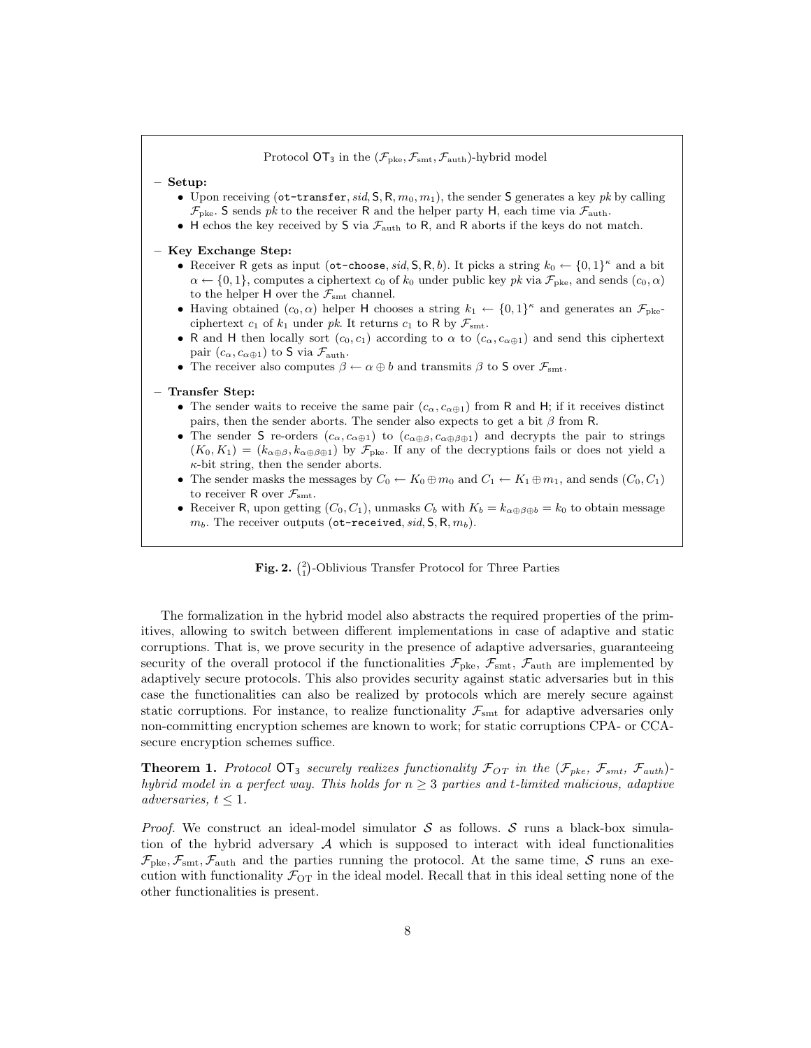Protocol $\mathsf{OT}_3$ in the $(\mathcal{F}_{\text{pke}}, \mathcal{F}_{\text{smt}}, \mathcal{F}_{\text{auth}})$-hybrid model

– **Setup:**
  - Upon receiving (`ot-transfer`, $sid$, $\mathsf{S}$, $\mathsf{R}$, $m_0$, $m_1$), the sender $\mathsf{S}$ generates a key $pk$ by calling $\mathcal{F}_{\text{pke}}$. $\mathsf{S}$ sends $pk$ to the receiver $\mathsf{R}$ and the helper party $\mathsf{H}$, each time via $\mathcal{F}_{\text{auth}}$.
  - $\mathsf{H}$ echos the key received by $\mathsf{S}$ via $\mathcal{F}_{\text{auth}}$ to $\mathsf{R}$, and $\mathsf{R}$ aborts if the keys do not match.

– **Key Exchange Step:**
  - Receiver $\mathsf{R}$ gets as input (`ot-choose`, $sid$, $\mathsf{S}$, $\mathsf{R}$, $b$). It picks a string $k_0 \leftarrow \{0,1\}^\kappa$ and a bit $\alpha \leftarrow \{0,1\}$, computes a ciphertext $c_0$ of $k_0$ under public key $pk$ via $\mathcal{F}_{\text{pke}}$, and sends $(c_0, \alpha)$ to the helper $\mathsf{H}$ over the $\mathcal{F}_{\text{smt}}$ channel.
  - Having obtained $(c_0, \alpha)$ helper $\mathsf{H}$ chooses a string $k_1 \leftarrow \{0,1\}^\kappa$ and generates an $\mathcal{F}_{\text{pke}}$-ciphertext $c_1$ of $k_1$ under $pk$. It returns $c_1$ to $\mathsf{R}$ by $\mathcal{F}_{\text{smt}}$.
  - $\mathsf{R}$ and $\mathsf{H}$ then locally sort $(c_0, c_1)$ according to $\alpha$ to $(c_\alpha, c_{\alpha\oplus 1})$ and send this ciphertext pair $(c_\alpha, c_{\alpha\oplus 1})$ to $\mathsf{S}$ via $\mathcal{F}_{\text{auth}}$.
  - The receiver also computes $\beta \leftarrow \alpha \oplus b$ and transmits $\beta$ to $\mathsf{S}$ over $\mathcal{F}_{\text{smt}}$.

– **Transfer Step:**
  - The sender waits to receive the same pair $(c_\alpha, c_{\alpha\oplus 1})$ from $\mathsf{R}$ and $\mathsf{H}$; if it receives distinct pairs, then the sender aborts. The sender also expects to get a bit $\beta$ from $\mathsf{R}$.
  - The sender $\mathsf{S}$ re-orders $(c_\alpha, c_{\alpha\oplus 1})$ to $(c_{\alpha\oplus\beta}, c_{\alpha\oplus\beta\oplus 1})$ and decrypts the pair to strings $(K_0, K_1) = (k_{\alpha\oplus\beta}, k_{\alpha\oplus\beta\oplus 1})$ by $\mathcal{F}_{\text{pke}}$. If any of the decryptions fails or does not yield a $\kappa$-bit string, then the sender aborts.
  - The sender masks the messages by $C_0 \leftarrow K_0 \oplus m_0$ and $C_1 \leftarrow K_1 \oplus m_1$, and sends $(C_0, C_1)$ to receiver $\mathsf{R}$ over $\mathcal{F}_{\text{smt}}$.
  - Receiver $\mathsf{R}$, upon getting $(C_0, C_1)$, unmasks $C_b$ with $K_b = k_{\alpha\oplus\beta\oplus b} = k_0$ to obtain message $m_b$. The receiver outputs (`ot-received`, $sid$, $\mathsf{S}$, $\mathsf{R}$, $m_b$).

**Fig. 2.** $\binom{2}{1}$-Oblivious Transfer Protocol for Three Parties

The formalization in the hybrid model also abstracts the required properties of the primitives, allowing to switch between different implementations in case of adaptive and static corruptions. That is, we prove security in the presence of adaptive adversaries, guaranteeing security of the overall protocol if the functionalities $\mathcal{F}_{\text{pke}}$, $\mathcal{F}_{\text{smt}}$, $\mathcal{F}_{\text{auth}}$ are implemented by adaptively secure protocols. This also provides security against static adversaries but in this case the functionalities can also be realized by protocols which are merely secure against static corruptions. For instance, to realize functionality $\mathcal{F}_{\text{smt}}$ for adaptive adversaries only non-committing encryption schemes are known to work; for static corruptions CPA- or CCA-secure encryption schemes suffice.

**Theorem 1.** *Protocol $\mathsf{OT}_3$ securely realizes functionality $\mathcal{F}_{OT}$ in the ($\mathcal{F}_{pke}$, $\mathcal{F}_{smt}$, $\mathcal{F}_{auth}$)-hybrid model in a perfect way. This holds for $n \geq 3$ parties and $t$-limited malicious, adaptive adversaries, $t \leq 1$.*

*Proof.* We construct an ideal-model simulator $\mathcal{S}$ as follows. $\mathcal{S}$ runs a black-box simulation of the hybrid adversary $\mathcal{A}$ which is supposed to interact with ideal functionalities $\mathcal{F}_{\text{pke}}, \mathcal{F}_{\text{smt}}, \mathcal{F}_{\text{auth}}$ and the parties running the protocol. At the same time, $\mathcal{S}$ runs an execution with functionality $\mathcal{F}_{\text{OT}}$ in the ideal model. Recall that in this ideal setting none of the other functionalities is present.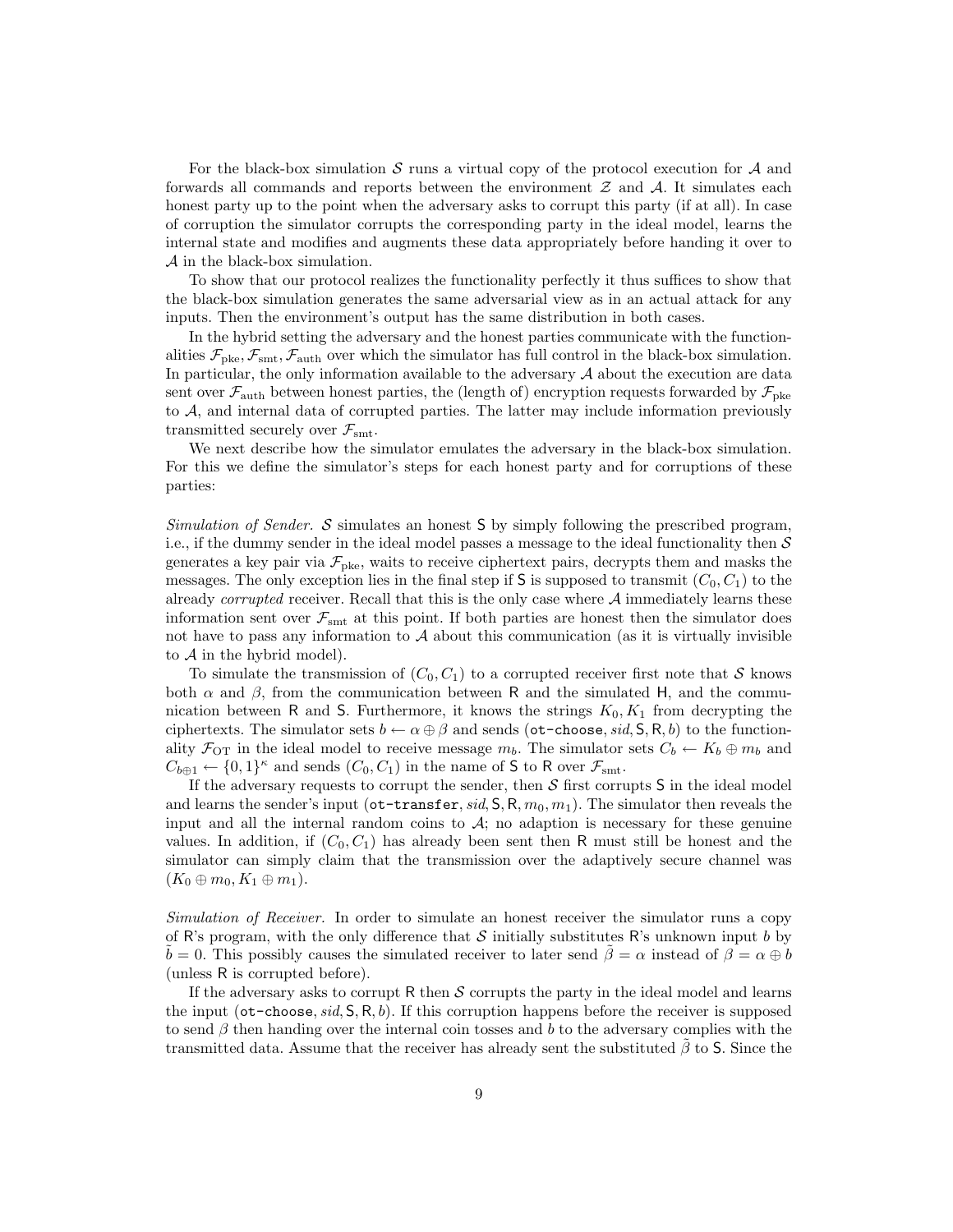For the black-box simulation $\mathcal{S}$ runs a virtual copy of the protocol execution for $\mathcal{A}$ and forwards all commands and reports between the environment $\mathcal{Z}$ and $\mathcal{A}$. It simulates each honest party up to the point when the adversary asks to corrupt this party (if at all). In case of corruption the simulator corrupts the corresponding party in the ideal model, learns the internal state and modifies and augments these data appropriately before handing it over to $\mathcal{A}$ in the black-box simulation.

To show that our protocol realizes the functionality perfectly it thus suffices to show that the black-box simulation generates the same adversarial view as in an actual attack for any inputs. Then the environment's output has the same distribution in both cases.

In the hybrid setting the adversary and the honest parties communicate with the functionalities $\mathcal{F}_{\text{pke}}, \mathcal{F}_{\text{smt}}, \mathcal{F}_{\text{auth}}$ over which the simulator has full control in the black-box simulation. In particular, the only information available to the adversary $\mathcal{A}$ about the execution are data sent over $\mathcal{F}_{\text{auth}}$ between honest parties, the (length of) encryption requests forwarded by $\mathcal{F}_{\text{pke}}$ to $\mathcal{A}$, and internal data of corrupted parties. The latter may include information previously transmitted securely over $\mathcal{F}_{\text{smt}}$.

We next describe how the simulator emulates the adversary in the black-box simulation. For this we define the simulator's steps for each honest party and for corruptions of these parties:

*Simulation of Sender.* $\mathcal{S}$ simulates an honest $\mathsf{S}$ by simply following the prescribed program, i.e., if the dummy sender in the ideal model passes a message to the ideal functionality then $\mathcal{S}$ generates a key pair via $\mathcal{F}_{\text{pke}}$, waits to receive ciphertext pairs, decrypts them and masks the messages. The only exception lies in the final step if $\mathsf{S}$ is supposed to transmit $(C_0, C_1)$ to the already *corrupted* receiver. Recall that this is the only case where $\mathcal{A}$ immediately learns these information sent over $\mathcal{F}_{\text{smt}}$ at this point. If both parties are honest then the simulator does not have to pass any information to $\mathcal{A}$ about this communication (as it is virtually invisible to $\mathcal{A}$ in the hybrid model).

To simulate the transmission of $(C_0, C_1)$ to a corrupted receiver first note that $\mathcal{S}$ knows both $\alpha$ and $\beta$, from the communication between $\mathsf{R}$ and the simulated $\mathsf{H}$, and the communication between $\mathsf{R}$ and $\mathsf{S}$. Furthermore, it knows the strings $K_0, K_1$ from decrypting the ciphertexts. The simulator sets $b \leftarrow \alpha \oplus \beta$ and sends $(\texttt{ot-choose}, sid, \mathsf{S}, \mathsf{R}, b)$ to the functionality $\mathcal{F}_{\text{OT}}$ in the ideal model to receive message $m_b$. The simulator sets $C_b \leftarrow K_b \oplus m_b$ and $C_{b\oplus 1} \leftarrow \{0,1\}^\kappa$ and sends $(C_0, C_1)$ in the name of $\mathsf{S}$ to $\mathsf{R}$ over $\mathcal{F}_{\text{smt}}$.

If the adversary requests to corrupt the sender, then $\mathcal{S}$ first corrupts $\mathsf{S}$ in the ideal model and learns the sender's input $(\texttt{ot-transfer}, sid, \mathsf{S}, \mathsf{R}, m_0, m_1)$. The simulator then reveals the input and all the internal random coins to $\mathcal{A}$; no adaption is necessary for these genuine values. In addition, if $(C_0, C_1)$ has already been sent then $\mathsf{R}$ must still be honest and the simulator can simply claim that the transmission over the adaptively secure channel was $(K_0 \oplus m_0, K_1 \oplus m_1)$.

*Simulation of Receiver.* In order to simulate an honest receiver the simulator runs a copy of $\mathsf{R}$'s program, with the only difference that $\mathcal{S}$ initially substitutes $\mathsf{R}$'s unknown input $b$ by $\tilde{b} = 0$. This possibly causes the simulated receiver to later send $\tilde{\beta} = \alpha$ instead of $\beta = \alpha \oplus b$ (unless $\mathsf{R}$ is corrupted before).

If the adversary asks to corrupt $\mathsf{R}$ then $\mathcal{S}$ corrupts the party in the ideal model and learns the input $(\texttt{ot-choose}, sid, \mathsf{S}, \mathsf{R}, b)$. If this corruption happens before the receiver is supposed to send $\beta$ then handing over the internal coin tosses and $b$ to the adversary complies with the transmitted data. Assume that the receiver has already sent the substituted $\tilde{\beta}$ to $\mathsf{S}$. Since the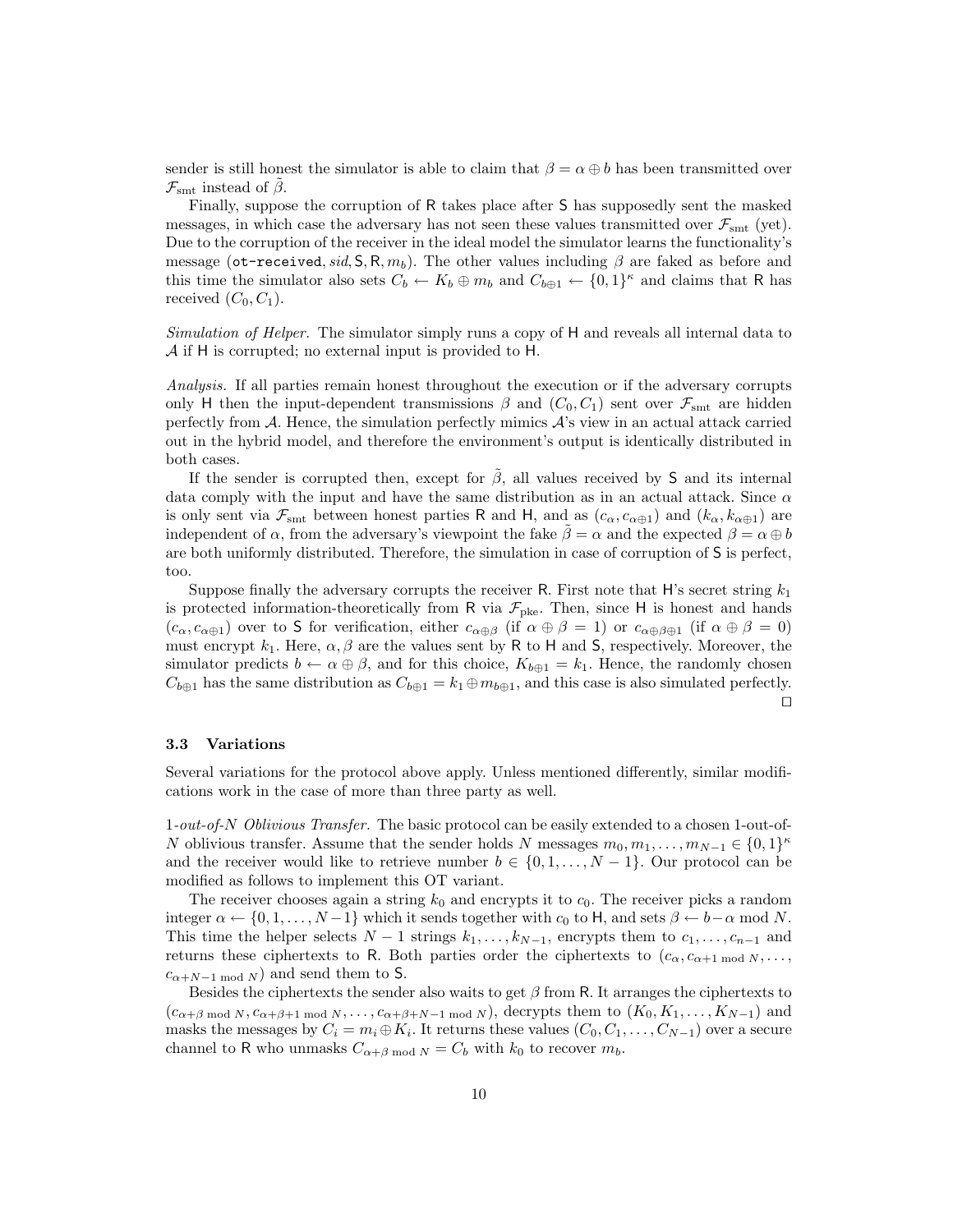sender is still honest the simulator is able to claim that $\beta = \alpha \oplus b$ has been transmitted over $\mathcal{F}_{\text{smt}}$ instead of $\tilde{\beta}$.

Finally, suppose the corruption of $\mathsf{R}$ takes place after $\mathsf{S}$ has supposedly sent the masked messages, in which case the adversary has not seen these values transmitted over $\mathcal{F}_{\text{smt}}$ (yet). Due to the corruption of the receiver in the ideal model the simulator learns the functionality's message $(\texttt{ot-received}, sid, \mathsf{S}, \mathsf{R}, m_b)$. The other values including $\beta$ are faked as before and this time the simulator also sets $C_b \leftarrow K_b \oplus m_b$ and $C_{b\oplus 1} \leftarrow \{0,1\}^\kappa$ and claims that $\mathsf{R}$ has received $(C_0, C_1)$.

*Simulation of Helper.* The simulator simply runs a copy of $\mathsf{H}$ and reveals all internal data to $\mathcal{A}$ if $\mathsf{H}$ is corrupted; no external input is provided to $\mathsf{H}$.

*Analysis.* If all parties remain honest throughout the execution or if the adversary corrupts only $\mathsf{H}$ then the input-dependent transmissions $\beta$ and $(C_0, C_1)$ sent over $\mathcal{F}_{\text{smt}}$ are hidden perfectly from $\mathcal{A}$. Hence, the simulation perfectly mimics $\mathcal{A}$'s view in an actual attack carried out in the hybrid model, and therefore the environment's output is identically distributed in both cases.

If the sender is corrupted then, except for $\tilde{\beta}$, all values received by $\mathsf{S}$ and its internal data comply with the input and have the same distribution as in an actual attack. Since $\alpha$ is only sent via $\mathcal{F}_{\text{smt}}$ between honest parties $\mathsf{R}$ and $\mathsf{H}$, and as $(c_\alpha, c_{\alpha\oplus 1})$ and $(k_\alpha, k_{\alpha\oplus 1})$ are independent of $\alpha$, from the adversary's viewpoint the fake $\tilde{\beta} = \alpha$ and the expected $\beta = \alpha \oplus b$ are both uniformly distributed. Therefore, the simulation in case of corruption of $\mathsf{S}$ is perfect, too.

Suppose finally the adversary corrupts the receiver $\mathsf{R}$. First note that $\mathsf{H}$'s secret string $k_1$ is protected information-theoretically from $\mathsf{R}$ via $\mathcal{F}_{\text{pke}}$. Then, since $\mathsf{H}$ is honest and hands $(c_\alpha, c_{\alpha\oplus 1})$ over to $\mathsf{S}$ for verification, either $c_{\alpha\oplus\beta}$ (if $\alpha \oplus \beta = 1$) or $c_{\alpha\oplus\beta\oplus 1}$ (if $\alpha \oplus \beta = 0$) must encrypt $k_1$. Here, $\alpha, \beta$ are the values sent by $\mathsf{R}$ to $\mathsf{H}$ and $\mathsf{S}$, respectively. Moreover, the simulator predicts $b \leftarrow \alpha \oplus \beta$, and for this choice, $K_{b\oplus 1} = k_1$. Hence, the randomly chosen $C_{b\oplus 1}$ has the same distribution as $C_{b\oplus 1} = k_1 \oplus m_{b\oplus 1}$, and this case is also simulated perfectly. □

### 3.3 Variations

Several variations for the protocol above apply. Unless mentioned differently, similar modifications work in the case of more than three party as well.

*1-out-of-N Oblivious Transfer.* The basic protocol can be easily extended to a chosen 1-out-of-$N$ oblivious transfer. Assume that the sender holds $N$ messages $m_0, m_1, \ldots, m_{N-1} \in \{0,1\}^\kappa$ and the receiver would like to retrieve number $b \in \{0, 1, \ldots, N-1\}$. Our protocol can be modified as follows to implement this OT variant.

The receiver chooses again a string $k_0$ and encrypts it to $c_0$. The receiver picks a random integer $\alpha \leftarrow \{0, 1, \ldots, N-1\}$ which it sends together with $c_0$ to $\mathsf{H}$, and sets $\beta \leftarrow b - \alpha \bmod N$. This time the helper selects $N-1$ strings $k_1, \ldots, k_{N-1}$, encrypts them to $c_1, \ldots, c_{n-1}$ and returns these ciphertexts to $\mathsf{R}$. Both parties order the ciphertexts to $(c_\alpha, c_{\alpha+1 \bmod N}, \ldots, c_{\alpha+N-1 \bmod N})$ and send them to $\mathsf{S}$.

Besides the ciphertexts the sender also waits to get $\beta$ from $\mathsf{R}$. It arranges the ciphertexts to $(c_{\alpha+\beta \bmod N}, c_{\alpha+\beta+1 \bmod N}, \ldots, c_{\alpha+\beta+N-1 \bmod N})$, decrypts them to $(K_0, K_1, \ldots, K_{N-1})$ and masks the messages by $C_i = m_i \oplus K_i$. It returns these values $(C_0, C_1, \ldots, C_{N-1})$ over a secure channel to $\mathsf{R}$ who unmasks $C_{\alpha+\beta \bmod N} = C_b$ with $k_0$ to recover $m_b$.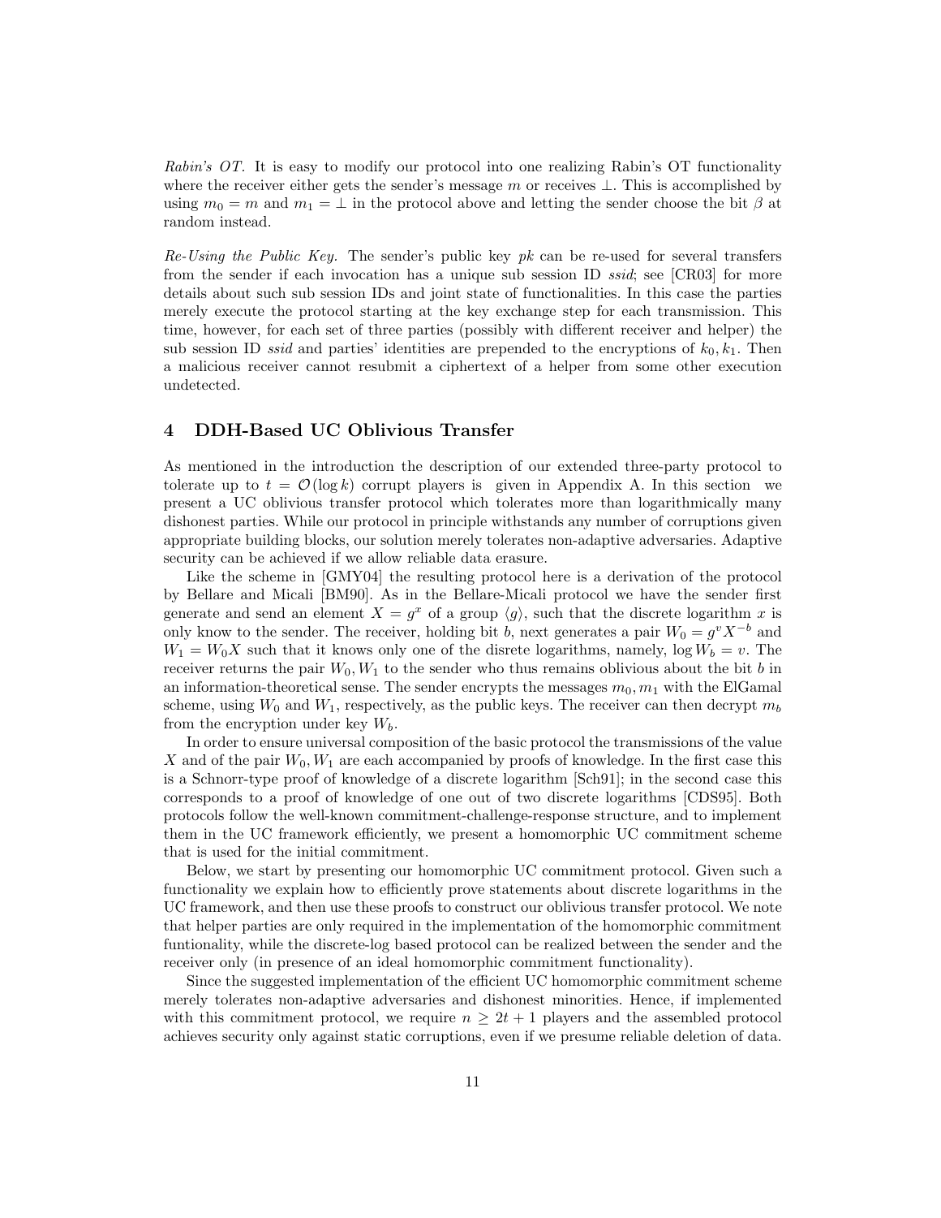*Rabin's OT.* It is easy to modify our protocol into one realizing Rabin's OT functionality where the receiver either gets the sender's message $m$ or receives $\perp$. This is accomplished by using $m_0 = m$ and $m_1 = \perp$ in the protocol above and letting the sender choose the bit $\beta$ at random instead.

*Re-Using the Public Key.* The sender's public key $pk$ can be re-used for several transfers from the sender if each invocation has a unique sub session ID *ssid*; see [CR03] for more details about such sub session IDs and joint state of functionalities. In this case the parties merely execute the protocol starting at the key exchange step for each transmission. This time, however, for each set of three parties (possibly with different receiver and helper) the sub session ID *ssid* and parties' identities are prepended to the encryptions of $k_0, k_1$. Then a malicious receiver cannot resubmit a ciphertext of a helper from some other execution undetected.

## 4 DDH-Based UC Oblivious Transfer

As mentioned in the introduction the description of our extended three-party protocol to tolerate up to $t = \mathcal{O}(\log k)$ corrupt players is given in Appendix A. In this section we present a UC oblivious transfer protocol which tolerates more than logarithmically many dishonest parties. While our protocol in principle withstands any number of corruptions given appropriate building blocks, our solution merely tolerates non-adaptive adversaries. Adaptive security can be achieved if we allow reliable data erasure.

Like the scheme in [GMY04] the resulting protocol here is a derivation of the protocol by Bellare and Micali [BM90]. As in the Bellare-Micali protocol we have the sender first generate and send an element $X = g^x$ of a group $\langle g \rangle$, such that the discrete logarithm $x$ is only know to the sender. The receiver, holding bit $b$, next generates a pair $W_0 = g^v X^{-b}$ and $W_1 = W_0 X$ such that it knows only one of the disrete logarithms, namely, $\log W_b = v$. The receiver returns the pair $W_0, W_1$ to the sender who thus remains oblivious about the bit $b$ in an information-theoretical sense. The sender encrypts the messages $m_0, m_1$ with the ElGamal scheme, using $W_0$ and $W_1$, respectively, as the public keys. The receiver can then decrypt $m_b$ from the encryption under key $W_b$.

In order to ensure universal composition of the basic protocol the transmissions of the value $X$ and of the pair $W_0, W_1$ are each accompanied by proofs of knowledge. In the first case this is a Schnorr-type proof of knowledge of a discrete logarithm [Sch91]; in the second case this corresponds to a proof of knowledge of one out of two discrete logarithms [CDS95]. Both protocols follow the well-known commitment-challenge-response structure, and to implement them in the UC framework efficiently, we present a homomorphic UC commitment scheme that is used for the initial commitment.

Below, we start by presenting our homomorphic UC commitment protocol. Given such a functionality we explain how to efficiently prove statements about discrete logarithms in the UC framework, and then use these proofs to construct our oblivious transfer protocol. We note that helper parties are only required in the implementation of the homomorphic commitment funtionality, while the discrete-log based protocol can be realized between the sender and the receiver only (in presence of an ideal homomorphic commitment functionality).

Since the suggested implementation of the efficient UC homomorphic commitment scheme merely tolerates non-adaptive adversaries and dishonest minorities. Hence, if implemented with this commitment protocol, we require $n \geq 2t + 1$ players and the assembled protocol achieves security only against static corruptions, even if we presume reliable deletion of data.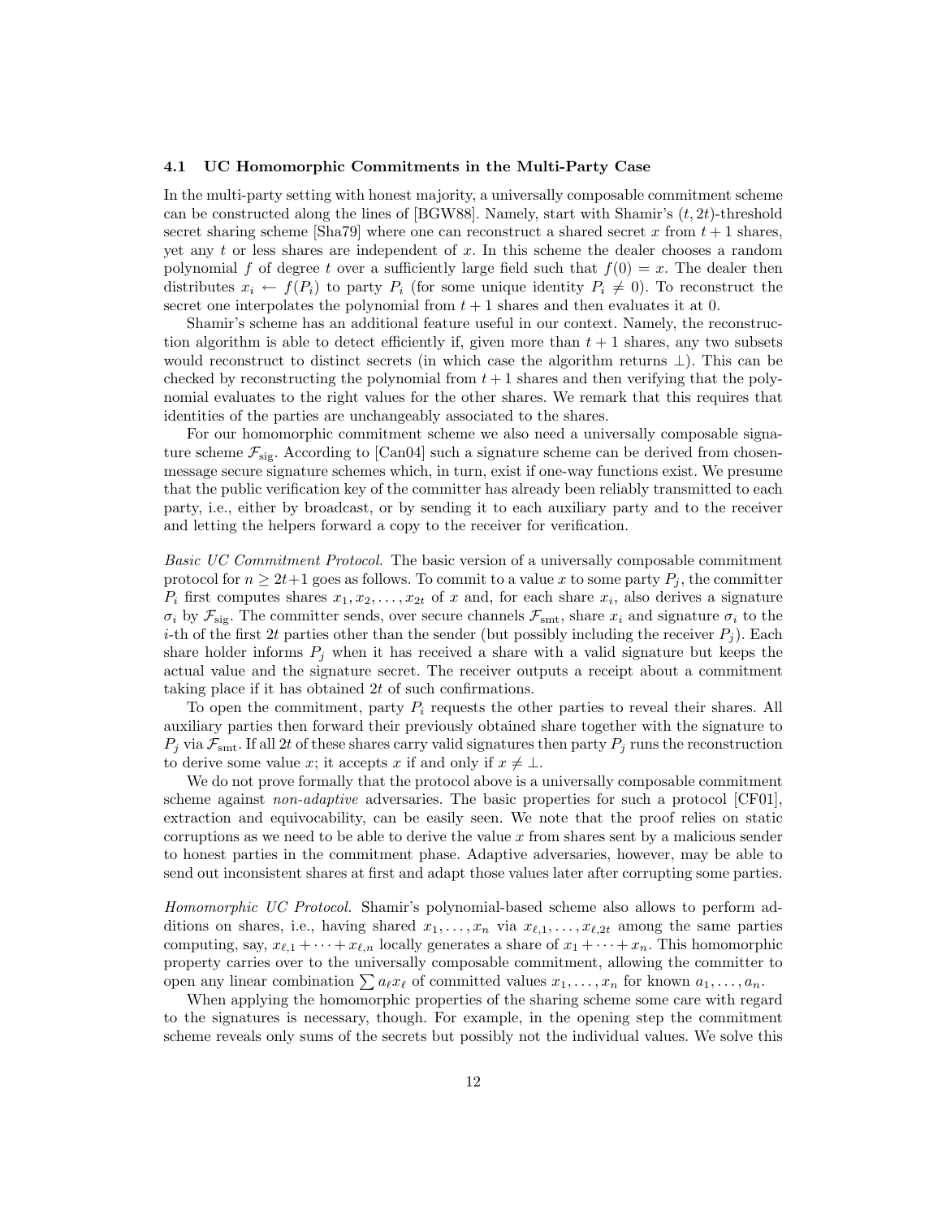### 4.1 UC Homomorphic Commitments in the Multi-Party Case

In the multi-party setting with honest majority, a universally composable commitment scheme can be constructed along the lines of [BGW88]. Namely, start with Shamir's $(t, 2t)$-threshold secret sharing scheme [Sha79] where one can reconstruct a shared secret $x$ from $t+1$ shares, yet any $t$ or less shares are independent of $x$. In this scheme the dealer chooses a random polynomial $f$ of degree $t$ over a sufficiently large field such that $f(0) = x$. The dealer then distributes $x_i \leftarrow f(P_i)$ to party $P_i$ (for some unique identity $P_i \neq 0$). To reconstruct the secret one interpolates the polynomial from $t+1$ shares and then evaluates it at 0.

Shamir's scheme has an additional feature useful in our context. Namely, the reconstruction algorithm is able to detect efficiently if, given more than $t+1$ shares, any two subsets would reconstruct to distinct secrets (in which case the algorithm returns $\perp$). This can be checked by reconstructing the polynomial from $t+1$ shares and then verifying that the polynomial evaluates to the right values for the other shares. We remark that this requires that identities of the parties are unchangeably associated to the shares.

For our homomorphic commitment scheme we also need a universally composable signature scheme $\mathcal{F}_{\text{sig}}$. According to [Can04] such a signature scheme can be derived from chosen-message secure signature schemes which, in turn, exist if one-way functions exist. We presume that the public verification key of the committer has already been reliably transmitted to each party, i.e., either by broadcast, or by sending it to each auxiliary party and to the receiver and letting the helpers forward a copy to the receiver for verification.

*Basic UC Commitment Protocol.* The basic version of a universally composable commitment protocol for $n \geq 2t+1$ goes as follows. To commit to a value $x$ to some party $P_j$, the committer $P_i$ first computes shares $x_1, x_2, \ldots, x_{2t}$ of $x$ and, for each share $x_i$, also derives a signature $\sigma_i$ by $\mathcal{F}_{\text{sig}}$. The committer sends, over secure channels $\mathcal{F}_{\text{smt}}$, share $x_i$ and signature $\sigma_i$ to the $i$-th of the first $2t$ parties other than the sender (but possibly including the receiver $P_j$). Each share holder informs $P_j$ when it has received a share with a valid signature but keeps the actual value and the signature secret. The receiver outputs a receipt about a commitment taking place if it has obtained $2t$ of such confirmations.

To open the commitment, party $P_i$ requests the other parties to reveal their shares. All auxiliary parties then forward their previously obtained share together with the signature to $P_j$ via $\mathcal{F}_{\text{smt}}$. If all $2t$ of these shares carry valid signatures then party $P_j$ runs the reconstruction to derive some value $x$; it accepts $x$ if and only if $x \neq \perp$.

We do not prove formally that the protocol above is a universally composable commitment scheme against *non-adaptive* adversaries. The basic properties for such a protocol [CF01], extraction and equivocability, can be easily seen. We note that the proof relies on static corruptions as we need to be able to derive the value $x$ from shares sent by a malicious sender to honest parties in the commitment phase. Adaptive adversaries, however, may be able to send out inconsistent shares at first and adapt those values later after corrupting some parties.

*Homomorphic UC Protocol.* Shamir's polynomial-based scheme also allows to perform additions on shares, i.e., having shared $x_1, \ldots, x_n$ via $x_{\ell,1}, \ldots, x_{\ell,2t}$ among the same parties computing, say, $x_{\ell,1} + \cdots + x_{\ell,n}$ locally generates a share of $x_1 + \cdots + x_n$. This homomorphic property carries over to the universally composable commitment, allowing the committer to open any linear combination $\sum a_\ell x_\ell$ of committed values $x_1, \ldots, x_n$ for known $a_1, \ldots, a_n$.

When applying the homomorphic properties of the sharing scheme some care with regard to the signatures is necessary, though. For example, in the opening step the commitment scheme reveals only sums of the secrets but possibly not the individual values. We solve this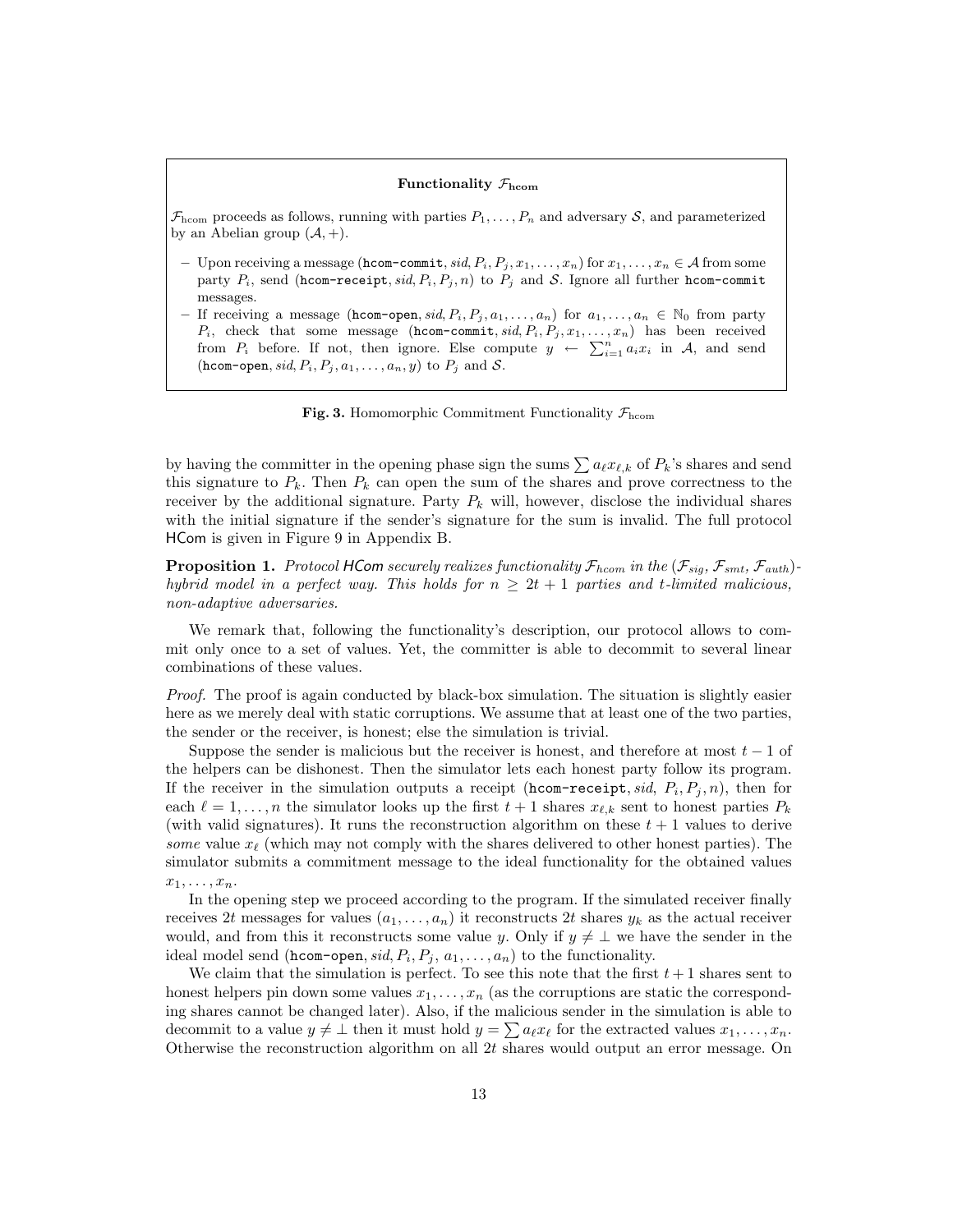**Functionality $\mathcal{F}_{\text{hcom}}$**

$\mathcal{F}_{\text{hcom}}$ proceeds as follows, running with parties $P_1, \ldots, P_n$ and adversary $\mathcal{S}$, and parameterized by an Abelian group $(\mathcal{A}, +)$.

- Upon receiving a message (`hcom-commit`, $sid, P_i, P_j, x_1, \ldots, x_n$) for $x_1, \ldots, x_n \in \mathcal{A}$ from some party $P_i$, send (`hcom-receipt`, $sid, P_i, P_j, n$) to $P_j$ and $\mathcal{S}$. Ignore all further `hcom-commit` messages.
- If receiving a message (`hcom-open`, $sid, P_i, P_j, a_1, \ldots, a_n$) for $a_1, \ldots, a_n \in \mathbb{N}_0$ from party $P_i$, check that some message (`hcom-commit`, $sid, P_i, P_j, x_1, \ldots, x_n$) has been received from $P_i$ before. If not, then ignore. Else compute $y \leftarrow \sum_{i=1}^{n} a_i x_i$ in $\mathcal{A}$, and send (`hcom-open`, $sid, P_i, P_j, a_1, \ldots, a_n, y$) to $P_j$ and $\mathcal{S}$.

**Fig. 3.** Homomorphic Commitment Functionality $\mathcal{F}_{\text{hcom}}$

by having the committer in the opening phase sign the sums $\sum a_\ell x_{\ell,k}$ of $P_k$'s shares and send this signature to $P_k$. Then $P_k$ can open the sum of the shares and prove correctness to the receiver by the additional signature. Party $P_k$ will, however, disclose the individual shares with the initial signature if the sender's signature for the sum is invalid. The full protocol HCom is given in Figure 9 in Appendix B.

**Proposition 1.** *Protocol HCom securely realizes functionality $\mathcal{F}_{hcom}$ in the ($\mathcal{F}_{sig}$, $\mathcal{F}_{smt}$, $\mathcal{F}_{auth}$)-hybrid model in a perfect way. This holds for $n \geq 2t+1$ parties and $t$-limited malicious, non-adaptive adversaries.*

We remark that, following the functionality's description, our protocol allows to commit only once to a set of values. Yet, the committer is able to decommit to several linear combinations of these values.

*Proof.* The proof is again conducted by black-box simulation. The situation is slightly easier here as we merely deal with static corruptions. We assume that at least one of the two parties, the sender or the receiver, is honest; else the simulation is trivial.

Suppose the sender is malicious but the receiver is honest, and therefore at most $t-1$ of the helpers can be dishonest. Then the simulator lets each honest party follow its program. If the receiver in the simulation outputs a receipt (`hcom-receipt`, $sid$, $P_i, P_j, n$), then for each $\ell = 1, \ldots, n$ the simulator looks up the first $t+1$ shares $x_{\ell,k}$ sent to honest parties $P_k$ (with valid signatures). It runs the reconstruction algorithm on these $t+1$ values to derive *some* value $x_\ell$ (which may not comply with the shares delivered to other honest parties). The simulator submits a commitment message to the ideal functionality for the obtained values $x_1, \ldots, x_n$.

In the opening step we proceed according to the program. If the simulated receiver finally receives $2t$ messages for values $(a_1, \ldots, a_n)$ it reconstructs $2t$ shares $y_k$ as the actual receiver would, and from this it reconstructs some value $y$. Only if $y \neq \perp$ we have the sender in the ideal model send (`hcom-open`, $sid, P_i, P_j$, $a_1, \ldots, a_n$) to the functionality.

We claim that the simulation is perfect. To see this note that the first $t+1$ shares sent to honest helpers pin down some values $x_1, \ldots, x_n$ (as the corruptions are static the corresponding shares cannot be changed later). Also, if the malicious sender in the simulation is able to decommit to a value $y \neq \perp$ then it must hold $y = \sum a_\ell x_\ell$ for the extracted values $x_1, \ldots, x_n$. Otherwise the reconstruction algorithm on all $2t$ shares would output an error message. On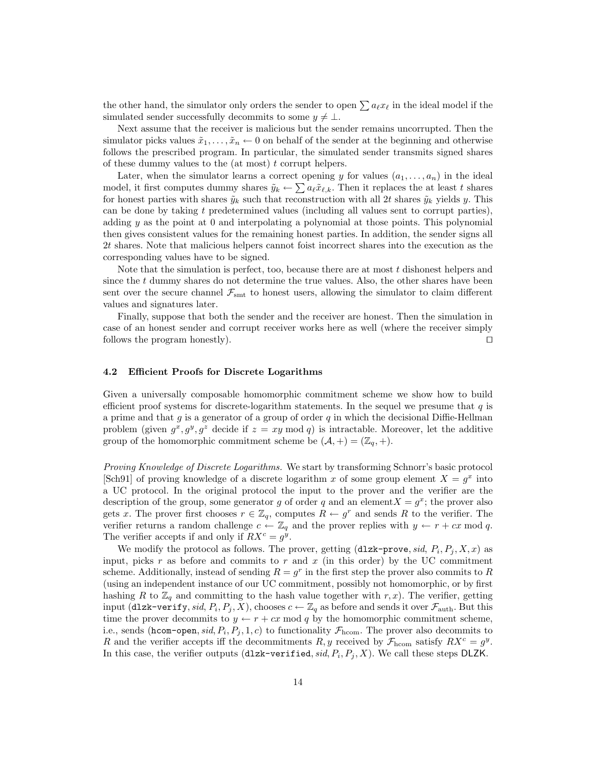the other hand, the simulator only orders the sender to open $\sum a_\ell x_\ell$ in the ideal model if the simulated sender successfully decommits to some $y \neq \perp$.

Next assume that the receiver is malicious but the sender remains uncorrupted. Then the simulator picks values $\tilde{x}_1, \dots, \tilde{x}_n \leftarrow 0$ on behalf of the sender at the beginning and otherwise follows the prescribed program. In particular, the simulated sender transmits signed shares of these dummy values to the (at most) $t$ corrupt helpers.

Later, when the simulator learns a correct opening $y$ for values $(a_1, \dots, a_n)$ in the ideal model, it first computes dummy shares $\tilde{y}_k \leftarrow \sum a_\ell \tilde{x}_{\ell,k}$. Then it replaces the at least $t$ shares for honest parties with shares $\tilde{y}_k$ such that reconstruction with all $2t$ shares $\tilde{y}_k$ yields $y$. This can be done by taking $t$ predetermined values (including all values sent to corrupt parties), adding $y$ as the point at 0 and interpolating a polynomial at those points. This polynomial then gives consistent values for the remaining honest parties. In addition, the sender signs all $2t$ shares. Note that malicious helpers cannot foist incorrect shares into the execution as the corresponding values have to be signed.

Note that the simulation is perfect, too, because there are at most $t$ dishonest helpers and since the $t$ dummy shares do not determine the true values. Also, the other shares have been sent over the secure channel $\mathcal{F}_{\text{smt}}$ to honest users, allowing the simulator to claim different values and signatures later.

Finally, suppose that both the sender and the receiver are honest. Then the simulation in case of an honest sender and corrupt receiver works here as well (where the receiver simply follows the program honestly). □

### 4.2 Efficient Proofs for Discrete Logarithms

Given a universally composable homomorphic commitment scheme we show how to build efficient proof systems for discrete-logarithm statements. In the sequel we presume that $q$ is a prime and that $g$ is a generator of a group of order $q$ in which the decisional Diffie-Hellman problem (given $g^x, g^y, g^z$ decide if $z = xy \bmod q$) is intractable. Moreover, let the additive group of the homomorphic commitment scheme be $(\mathcal{A}, +) = (\mathbb{Z}_q, +)$.

*Proving Knowledge of Discrete Logarithms.* We start by transforming Schnorr's basic protocol [Sch91] of proving knowledge of a discrete logarithm $x$ of some group element $X = g^x$ into a UC protocol. In the original protocol the input to the prover and the verifier are the description of the group, some generator $g$ of order $q$ and an element$X = g^x$; the prover also gets $x$. The prover first chooses $r \in \mathbb{Z}_q$, computes $R \leftarrow g^r$ and sends $R$ to the verifier. The verifier returns a random challenge $c \leftarrow \mathbb{Z}_q$ and the prover replies with $y \leftarrow r + cx \bmod q$. The verifier accepts if and only if $RX^c = g^y$.

We modify the protocol as follows. The prover, getting (dlzk-prove, $sid$, $P_i, P_j, X, x$) as input, picks $r$ as before and commits to $r$ and $x$ (in this order) by the UC commitment scheme. Additionally, instead of sending $R = g^r$ in the first step the prover also commits to $R$ (using an independent instance of our UC commitment, possibly not homomorphic, or by first hashing $R$ to $\mathbb{Z}_q$ and committing to the hash value together with $r, x$). The verifier, getting input (dlzk-verify, $sid$, $P_i, P_j, X$), chooses $c \leftarrow \mathbb{Z}_q$ as before and sends it over $\mathcal{F}_{\text{auth}}$. But this time the prover decommits to $y \leftarrow r + cx \bmod q$ by the homomorphic commitment scheme, i.e., sends (hcom-open, $sid, P_i, P_j, 1, c$) to functionality $\mathcal{F}_{\text{hcom}}$. The prover also decommits to $R$ and the verifier accepts iff the decommitments $R, y$ received by $\mathcal{F}_{\text{hcom}}$ satisfy $RX^c = g^y$. In this case, the verifier outputs (dlzk-verified, $sid, P_i, P_j, X$). We call these steps DLZK.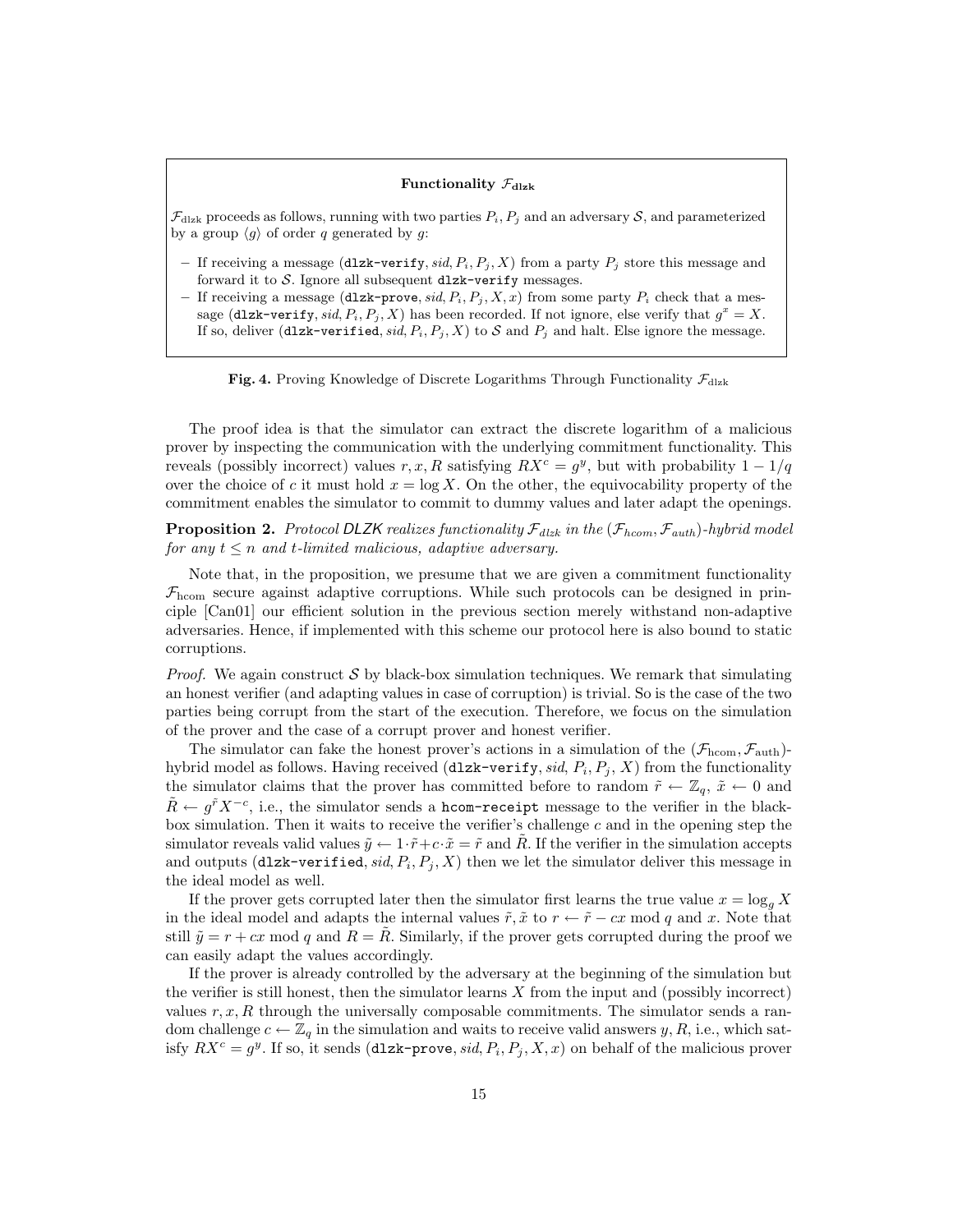**Functionality $\mathcal{F}_{\text{dlzk}}$**

$\mathcal{F}_{\text{dlzk}}$ proceeds as follows, running with two parties $P_i, P_j$ and an adversary $\mathcal{S}$, and parameterized by a group $\langle g \rangle$ of order $q$ generated by $g$:

- If receiving a message (`dlzk-verify`, $sid, P_i, P_j, X$) from a party $P_j$ store this message and forward it to $\mathcal{S}$. Ignore all subsequent `dlzk-verify` messages.
- If receiving a message (`dlzk-prove`, $sid, P_i, P_j, X, x$) from some party $P_i$ check that a message (`dlzk-verify`, $sid, P_i, P_j, X$) has been recorded. If not ignore, else verify that $g^x = X$. If so, deliver (`dlzk-verified`, $sid, P_i, P_j, X$) to $\mathcal{S}$ and $P_j$ and halt. Else ignore the message.

**Fig. 4.** Proving Knowledge of Discrete Logarithms Through Functionality $\mathcal{F}_{\text{dlzk}}$

The proof idea is that the simulator can extract the discrete logarithm of a malicious prover by inspecting the communication with the underlying commitment functionality. This reveals (possibly incorrect) values $r, x, R$ satisfying $RX^c = g^y$, but with probability $1 - 1/q$ over the choice of $c$ it must hold $x = \log X$. On the other, the equivocability property of the commitment enables the simulator to commit to dummy values and later adapt the openings.

**Proposition 2.** *Protocol DLZK realizes functionality $\mathcal{F}_{dlzk}$ in the $(\mathcal{F}_{hcom}, \mathcal{F}_{auth})$-hybrid model for any $t \leq n$ and $t$-limited malicious, adaptive adversary.*

Note that, in the proposition, we presume that we are given a commitment functionality $\mathcal{F}_{\text{hcom}}$ secure against adaptive corruptions. While such protocols can be designed in principle [Can01] our efficient solution in the previous section merely withstand non-adaptive adversaries. Hence, if implemented with this scheme our protocol here is also bound to static corruptions.

*Proof.* We again construct $\mathcal{S}$ by black-box simulation techniques. We remark that simulating an honest verifier (and adapting values in case of corruption) is trivial. So is the case of the two parties being corrupt from the start of the execution. Therefore, we focus on the simulation of the prover and the case of a corrupt prover and honest verifier.

The simulator can fake the honest prover's actions in a simulation of the $(\mathcal{F}_{\text{hcom}}, \mathcal{F}_{\text{auth}})$-hybrid model as follows. Having received (`dlzk-verify`, $sid$, $P_i$, $P_j$, $X$) from the functionality the simulator claims that the prover has committed before to random $\tilde{r} \leftarrow \mathbb{Z}_q$, $\tilde{x} \leftarrow 0$ and $\tilde{R} \leftarrow g^{\tilde{r}} X^{-c}$, i.e., the simulator sends a `hcom-receipt` message to the verifier in the black-box simulation. Then it waits to receive the verifier's challenge $c$ and in the opening step the simulator reveals valid values $\tilde{y} \leftarrow 1 \cdot \tilde{r} + c \cdot \tilde{x} = \tilde{r}$ and $\tilde{R}$. If the verifier in the simulation accepts and outputs (`dlzk-verified`, $sid, P_i, P_j, X$) then we let the simulator deliver this message in the ideal model as well.

If the prover gets corrupted later then the simulator first learns the true value $x = \log_g X$ in the ideal model and adapts the internal values $\tilde{r}, \tilde{x}$ to $r \leftarrow \tilde{r} - cx \bmod q$ and $x$. Note that still $\tilde{y} = r + cx \bmod q$ and $R = \tilde{R}$. Similarly, if the prover gets corrupted during the proof we can easily adapt the values accordingly.

If the prover is already controlled by the adversary at the beginning of the simulation but the verifier is still honest, then the simulator learns $X$ from the input and (possibly incorrect) values $r, x, R$ through the universally composable commitments. The simulator sends a random challenge $c \leftarrow \mathbb{Z}_q$ in the simulation and waits to receive valid answers $y, R$, i.e., which satisfy $RX^c = g^y$. If so, it sends (`dlzk-prove`, $sid, P_i, P_j, X, x$) on behalf of the malicious prover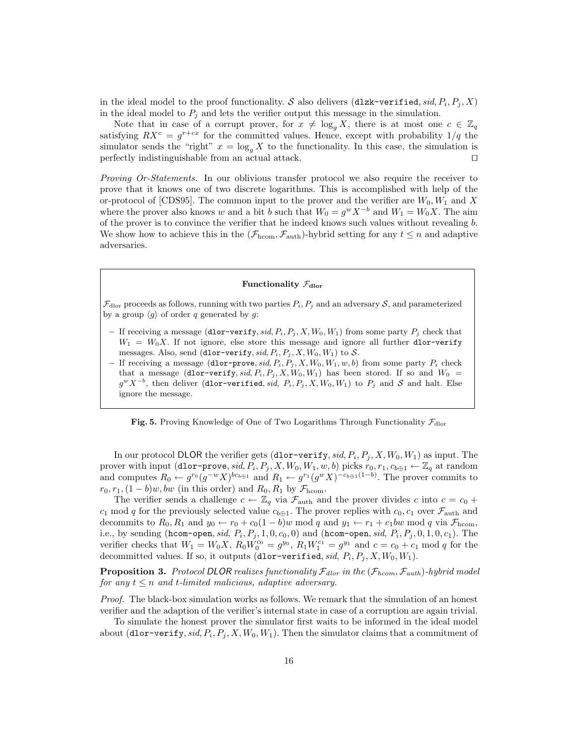in the ideal model to the proof functionality. $\mathcal{S}$ also delivers ($\texttt{dlzk-verified}, sid, P_i, P_j, X$) in the ideal model to $P_j$ and lets the verifier output this message in the simulation.

Note that in case of a corrupt prover, for $x \neq \log_g X$, there is at most one $c \in \mathbb{Z}_q$ satisfying $RX^c = g^{r+cx}$ for the committed values. Hence, except with probability $1/q$ the simulator sends the "right" $x = \log_g X$ to the functionality. In this case, the simulation is perfectly indistinguishable from an actual attack. □

*Proving Or-Statements.* In our oblivious transfer protocol we also require the receiver to prove that it knows one of two discrete logarithms. This is accomplished with help of the or-protocol of [CDS95]. The common input to the prover and the verifier are $W_0, W_1$ and $X$ where the prover also knows $w$ and a bit $b$ such that $W_0 = g^w X^{-b}$ and $W_1 = W_0 X$. The aim of the prover is to convince the verifier that he indeed knows such values without revealing $b$. We show how to achieve this in the $(\mathcal{F}_{\text{hcom}}, \mathcal{F}_{\text{auth}})$-hybrid setting for any $t \leq n$ and adaptive adversaries.

---

**Functionality $\mathcal{F}_{\text{dlor}}$**

$\mathcal{F}_{\text{dlor}}$ proceeds as follows, running with two parties $P_i, P_j$ and an adversary $\mathcal{S}$, and parameterized by a group $\langle g \rangle$ of order $q$ generated by $g$:

- If receiving a message ($\texttt{dlor-verify}, sid, P_i, P_j, X, W_0, W_1$) from some party $P_j$ check that $W_1 = W_0 X$. If not ignore, else store this message and ignore all further $\texttt{dlor-verify}$ messages. Also, send ($\texttt{dlor-verify}, sid, P_i, P_j, X, W_0, W_1$) to $\mathcal{S}$.
- If receiving a message ($\texttt{dlor-prove}, sid, P_i, P_j, X, W_0, W_1, w, b$) from some party $P_i$ check that a message ($\texttt{dlor-verify}, sid, P_i, P_j, X, W_0, W_1$) has been stored. If so and $W_0 = g^w X^{-b}$, then deliver ($\texttt{dlor-verified}, sid, P_i, P_j, X, W_0, W_1$) to $P_j$ and $\mathcal{S}$ and halt. Else ignore the message.

---

**Fig. 5.** Proving Knowledge of One of Two Logarithms Through Functionality $\mathcal{F}_{\text{dlor}}$

In our protocol DLOR the verifier gets ($\texttt{dlor-verify}, sid, P_i, P_j, X, W_0, W_1$) as input. The prover with input ($\texttt{dlor-prove}, sid, P_i, P_j, X, W_0, W_1, w, b$) picks $r_0, r_1, c_{b\oplus 1} \leftarrow \mathbb{Z}_q$ at random and computes $R_0 \leftarrow g^{r_0}(g^{-w}X)^{bc_{b\oplus 1}}$ and $R_1 \leftarrow g^{r_1}(g^w X)^{-c_{b\oplus 1}(1-b)}$. The prover commits to $r_0, r_1, (1-b)w, bw$ (in this order) and $R_0, R_1$ by $\mathcal{F}_{\text{hcom}}$.

The verifier sends a challenge $c \leftarrow \mathbb{Z}_q$ via $\mathcal{F}_{\text{auth}}$ and the prover divides $c$ into $c = c_0 + c_1 \bmod q$ for the previously selected value $c_{b\oplus 1}$. The prover replies with $c_0, c_1$ over $\mathcal{F}_{\text{auth}}$ and decommits to $R_0, R_1$ and $y_0 \leftarrow r_0 + c_0(1-b)w \bmod q$ and $y_1 \leftarrow r_1 + c_1 bw \bmod q$ via $\mathcal{F}_{\text{hcom}}$, i.e., by sending ($\texttt{hcom-open}, sid, P_i, P_j, 1, 0, c_0, 0$) and ($\texttt{hcom-open}, sid, P_i, P_j, 0, 1, 0, c_1$). The verifier checks that $W_1 = W_0 X$, $R_0 W_0^{c_0} = g^{y_0}$, $R_1 W_1^{c_1} = g^{y_1}$ and $c = c_0 + c_1 \bmod q$ for the decommitted values. If so, it outputs ($\texttt{dlor-verified}, sid, P_i, P_j, X, W_0, W_1$).

**Proposition 3.** *Protocol DLOR realizes functionality $\mathcal{F}_{dlor}$ in the $(\mathcal{F}_{hcom}, \mathcal{F}_{auth})$-hybrid model for any $t \leq n$ and $t$-limited malicious, adaptive adversary.*

*Proof.* The black-box simulation works as follows. We remark that the simulation of an honest verifier and the adaption of the verifier's internal state in case of a corruption are again trivial.

To simulate the honest prover the simulator first waits to be informed in the ideal model about ($\texttt{dlor-verify}, sid, P_i, P_j, X, W_0, W_1$). Then the simulator claims that a commitment of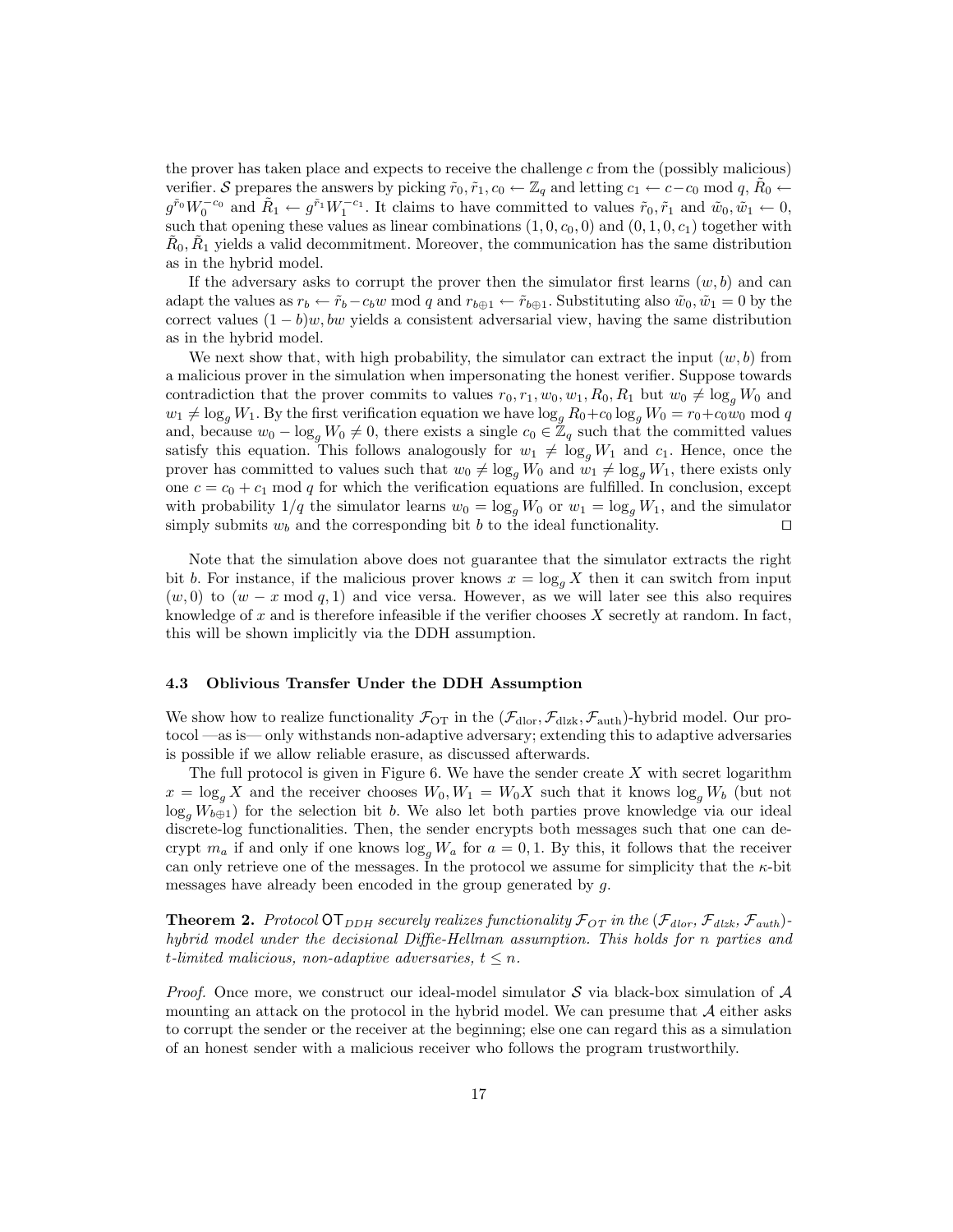the prover has taken place and expects to receive the challenge $c$ from the (possibly malicious) verifier. $\mathcal{S}$ prepares the answers by picking $\tilde{r}_0, \tilde{r}_1, c_0 \leftarrow \mathbb{Z}_q$ and letting $c_1 \leftarrow c - c_0 \bmod q$, $\tilde{R}_0 \leftarrow g^{\tilde{r}_0} W_0^{-c_0}$ and $\tilde{R}_1 \leftarrow g^{\tilde{r}_1} W_1^{-c_1}$. It claims to have committed to values $\tilde{r}_0, \tilde{r}_1$ and $\tilde{w}_0, \tilde{w}_1 \leftarrow 0$, such that opening these values as linear combinations $(1, 0, c_0, 0)$ and $(0, 1, 0, c_1)$ together with $\tilde{R}_0, \tilde{R}_1$ yields a valid decommitment. Moreover, the communication has the same distribution as in the hybrid model.

If the adversary asks to corrupt the prover then the simulator first learns $(w, b)$ and can adapt the values as $r_b \leftarrow \tilde{r}_b - c_b w \bmod q$ and $r_{b \oplus 1} \leftarrow \tilde{r}_{b \oplus 1}$. Substituting also $\tilde{w}_0, \tilde{w}_1 = 0$ by the correct values $(1-b)w, bw$ yields a consistent adversarial view, having the same distribution as in the hybrid model.

We next show that, with high probability, the simulator can extract the input $(w, b)$ from a malicious prover in the simulation when impersonating the honest verifier. Suppose towards contradiction that the prover commits to values $r_0, r_1, w_0, w_1, R_0, R_1$ but $w_0 \neq \log_g W_0$ and $w_1 \neq \log_g W_1$. By the first verification equation we have $\log_g R_0 + c_0 \log_g W_0 = r_0 + c_0 w_0 \bmod q$ and, because $w_0 - \log_g W_0 \neq 0$, there exists a single $c_0 \in \mathbb{Z}_q$ such that the committed values satisfy this equation. This follows analogously for $w_1 \neq \log_g W_1$ and $c_1$. Hence, once the prover has committed to values such that $w_0 \neq \log_g W_0$ and $w_1 \neq \log_g W_1$, there exists only one $c = c_0 + c_1 \bmod q$ for which the verification equations are fulfilled. In conclusion, except with probability $1/q$ the simulator learns $w_0 = \log_g W_0$ or $w_1 = \log_g W_1$, and the simulator simply submits $w_b$ and the corresponding bit $b$ to the ideal functionality. ◻

Note that the simulation above does not guarantee that the simulator extracts the right bit $b$. For instance, if the malicious prover knows $x = \log_g X$ then it can switch from input $(w, 0)$ to $(w - x \bmod q, 1)$ and vice versa. However, as we will later see this also requires knowledge of $x$ and is therefore infeasible if the verifier chooses $X$ secretly at random. In fact, this will be shown implicitly via the DDH assumption.

### 4.3 Oblivious Transfer Under the DDH Assumption

We show how to realize functionality $\mathcal{F}_{\mathrm{OT}}$ in the $(\mathcal{F}_{\mathrm{dlor}}, \mathcal{F}_{\mathrm{dlzk}}, \mathcal{F}_{\mathrm{auth}})$-hybrid model. Our protocol —as is— only withstands non-adaptive adversary; extending this to adaptive adversaries is possible if we allow reliable erasure, as discussed afterwards.

The full protocol is given in Figure 6. We have the sender create $X$ with secret logarithm $x = \log_g X$ and the receiver chooses $W_0, W_1 = W_0 X$ such that it knows $\log_g W_b$ (but not $\log_g W_{b \oplus 1}$) for the selection bit $b$. We also let both parties prove knowledge via our ideal discrete-log functionalities. Then, the sender encrypts both messages such that one can decrypt $m_a$ if and only if one knows $\log_g W_a$ for $a = 0, 1$. By this, it follows that the receiver can only retrieve one of the messages. In the protocol we assume for simplicity that the $\kappa$-bit messages have already been encoded in the group generated by $g$.

**Theorem 2.** *Protocol $\mathsf{OT}_{DDH}$ securely realizes functionality $\mathcal{F}_{OT}$ in the $(\mathcal{F}_{dlor}, \mathcal{F}_{dlzk}, \mathcal{F}_{auth})$-hybrid model under the decisional Diffie-Hellman assumption. This holds for $n$ parties and $t$-limited malicious, non-adaptive adversaries, $t \leq n$.*

*Proof.* Once more, we construct our ideal-model simulator $\mathcal{S}$ via black-box simulation of $\mathcal{A}$ mounting an attack on the protocol in the hybrid model. We can presume that $\mathcal{A}$ either asks to corrupt the sender or the receiver at the beginning; else one can regard this as a simulation of an honest sender with a malicious receiver who follows the program trustworthily.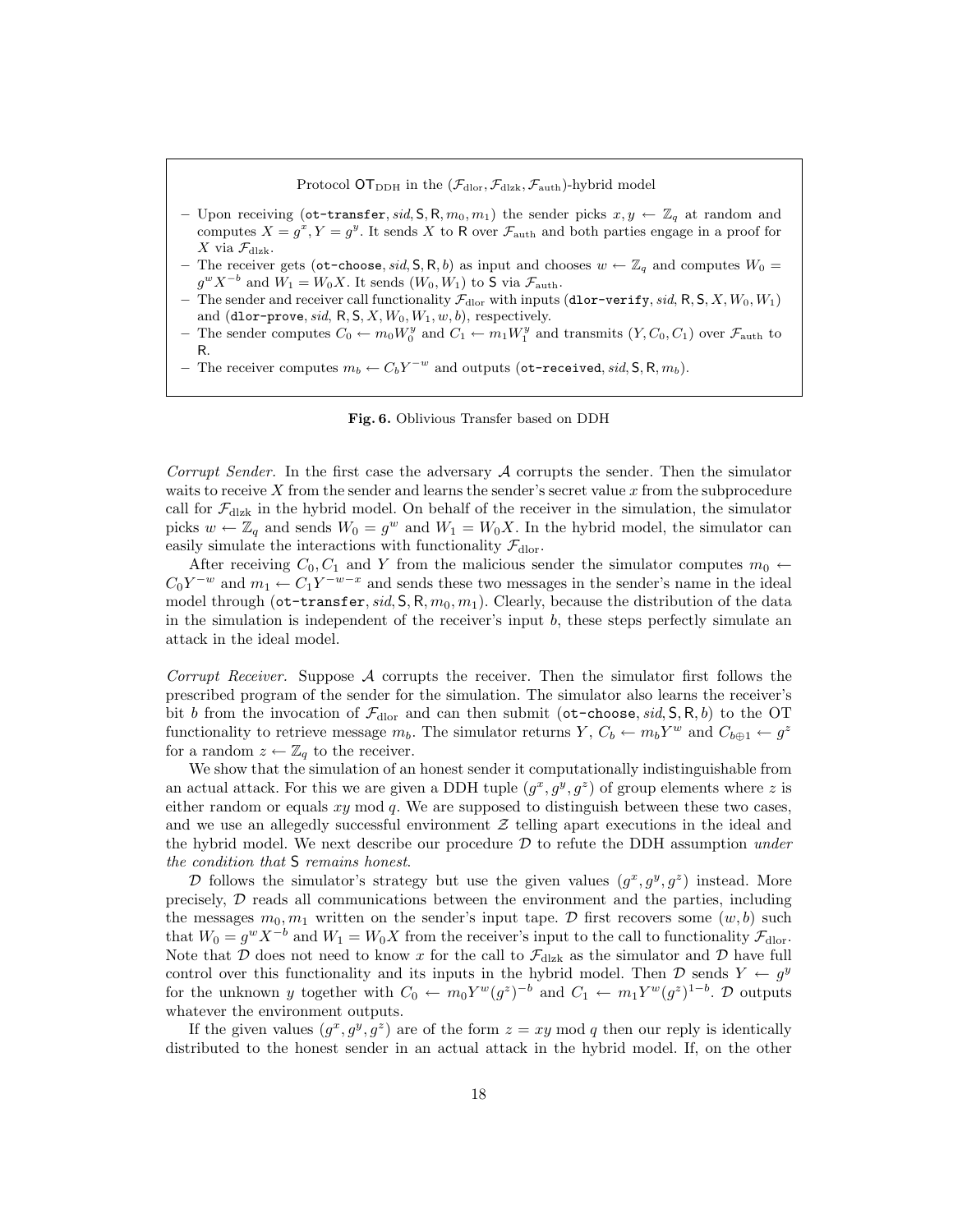Protocol $\mathsf{OT}_{\mathrm{DDH}}$ in the $(\mathcal{F}_{\mathrm{dlor}}, \mathcal{F}_{\mathrm{dlzk}}, \mathcal{F}_{\mathrm{auth}})$-hybrid model

- Upon receiving $(\texttt{ot-transfer}, sid, \mathsf{S}, \mathsf{R}, m_0, m_1)$ the sender picks $x, y \leftarrow \mathbb{Z}_q$ at random and computes $X = g^x, Y = g^y$. It sends $X$ to $\mathsf{R}$ over $\mathcal{F}_{\mathrm{auth}}$ and both parties engage in a proof for $X$ via $\mathcal{F}_{\mathrm{dlzk}}$.
- The receiver gets $(\texttt{ot-choose}, sid, \mathsf{S}, \mathsf{R}, b)$ as input and chooses $w \leftarrow \mathbb{Z}_q$ and computes $W_0 = g^w X^{-b}$ and $W_1 = W_0 X$. It sends $(W_0, W_1)$ to $\mathsf{S}$ via $\mathcal{F}_{\mathrm{auth}}$.
- The sender and receiver call functionality $\mathcal{F}_{\mathrm{dlor}}$ with inputs $(\texttt{dlor-verify}, sid, \mathsf{R}, \mathsf{S}, X, W_0, W_1)$ and $(\texttt{dlor-prove}, sid, \mathsf{R}, \mathsf{S}, X, W_0, W_1, w, b)$, respectively.
- The sender computes $C_0 \leftarrow m_0 W_0^y$ and $C_1 \leftarrow m_1 W_1^y$ and transmits $(Y, C_0, C_1)$ over $\mathcal{F}_{\mathrm{auth}}$ to $\mathsf{R}$.
- The receiver computes $m_b \leftarrow C_b Y^{-w}$ and outputs $(\texttt{ot-received}, sid, \mathsf{S}, \mathsf{R}, m_b)$.

**Fig. 6.** Oblivious Transfer based on DDH

*Corrupt Sender.* In the first case the adversary $\mathcal{A}$ corrupts the sender. Then the simulator waits to receive $X$ from the sender and learns the sender's secret value $x$ from the subprocedure call for $\mathcal{F}_{\mathrm{dlzk}}$ in the hybrid model. On behalf of the receiver in the simulation, the simulator picks $w \leftarrow \mathbb{Z}_q$ and sends $W_0 = g^w$ and $W_1 = W_0 X$. In the hybrid model, the simulator can easily simulate the interactions with functionality $\mathcal{F}_{\mathrm{dlor}}$.

After receiving $C_0, C_1$ and $Y$ from the malicious sender the simulator computes $m_0 \leftarrow C_0 Y^{-w}$ and $m_1 \leftarrow C_1 Y^{-w-x}$ and sends these two messages in the sender's name in the ideal model through $(\texttt{ot-transfer}, sid, \mathsf{S}, \mathsf{R}, m_0, m_1)$. Clearly, because the distribution of the data in the simulation is independent of the receiver's input $b$, these steps perfectly simulate an attack in the ideal model.

*Corrupt Receiver.* Suppose $\mathcal{A}$ corrupts the receiver. Then the simulator first follows the prescribed program of the sender for the simulation. The simulator also learns the receiver's bit $b$ from the invocation of $\mathcal{F}_{\mathrm{dlor}}$ and can then submit $(\texttt{ot-choose}, sid, \mathsf{S}, \mathsf{R}, b)$ to the OT functionality to retrieve message $m_b$. The simulator returns $Y$, $C_b \leftarrow m_b Y^w$ and $C_{b \oplus 1} \leftarrow g^z$ for a random $z \leftarrow \mathbb{Z}_q$ to the receiver.

We show that the simulation of an honest sender it computationally indistinguishable from an actual attack. For this we are given a DDH tuple $(g^x, g^y, g^z)$ of group elements where $z$ is either random or equals $xy \bmod q$. We are supposed to distinguish between these two cases, and we use an allegedly successful environment $\mathcal{Z}$ telling apart executions in the ideal and the hybrid model. We next describe our procedure $\mathcal{D}$ to refute the DDH assumption *under the condition that* $\mathsf{S}$ *remains honest*.

$\mathcal{D}$ follows the simulator's strategy but use the given values $(g^x, g^y, g^z)$ instead. More precisely, $\mathcal{D}$ reads all communications between the environment and the parties, including the messages $m_0, m_1$ written on the sender's input tape. $\mathcal{D}$ first recovers some $(w, b)$ such that $W_0 = g^w X^{-b}$ and $W_1 = W_0 X$ from the receiver's input to the call to functionality $\mathcal{F}_{\mathrm{dlor}}$. Note that $\mathcal{D}$ does not need to know $x$ for the call to $\mathcal{F}_{\mathrm{dlzk}}$ as the simulator and $\mathcal{D}$ have full control over this functionality and its inputs in the hybrid model. Then $\mathcal{D}$ sends $Y \leftarrow g^y$ for the unknown $y$ together with $C_0 \leftarrow m_0 Y^w (g^z)^{-b}$ and $C_1 \leftarrow m_1 Y^w (g^z)^{1-b}$. $\mathcal{D}$ outputs whatever the environment outputs.

If the given values $(g^x, g^y, g^z)$ are of the form $z = xy \bmod q$ then our reply is identically distributed to the honest sender in an actual attack in the hybrid model. If, on the other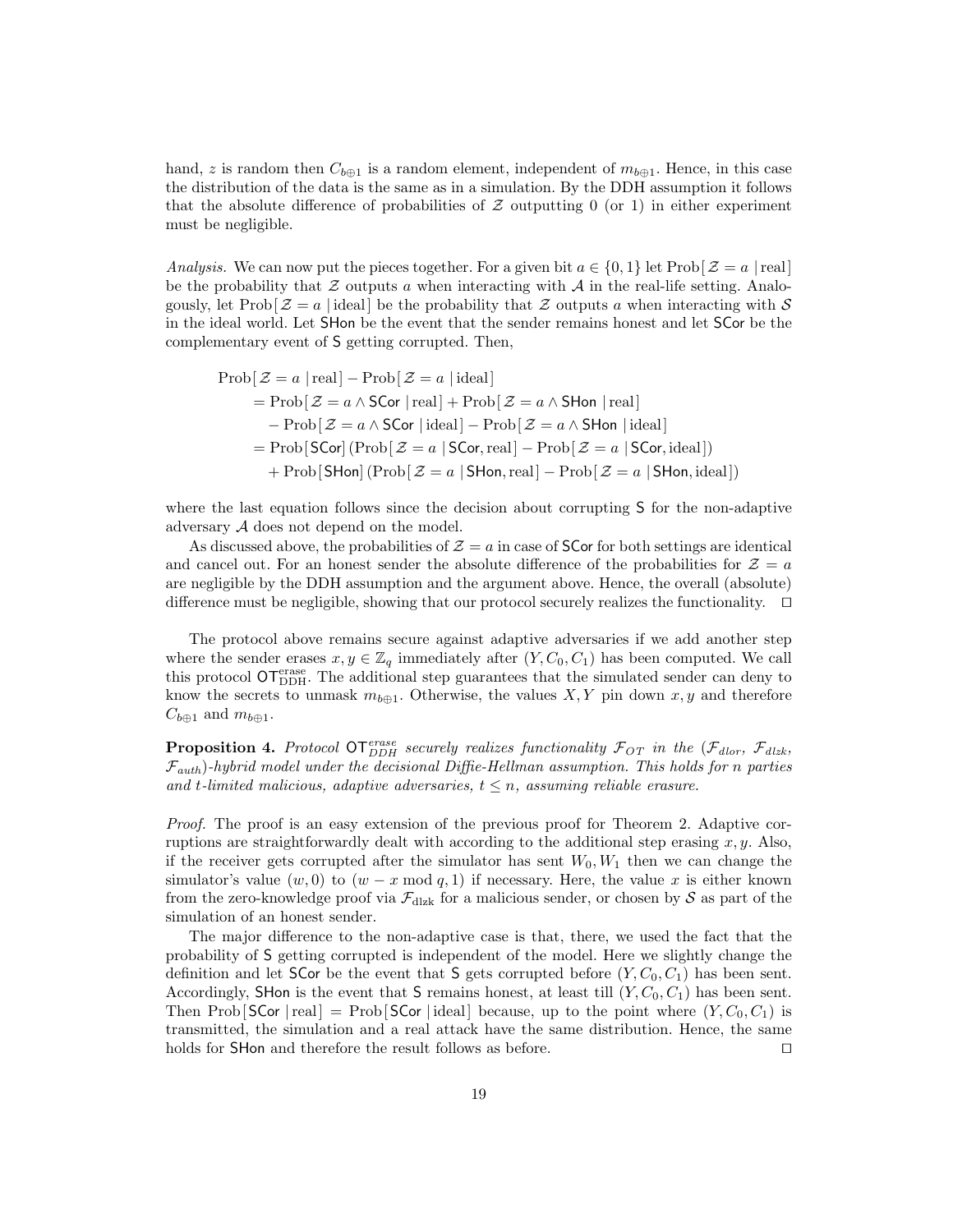hand, $z$ is random then $C_{b\oplus 1}$ is a random element, independent of $m_{b\oplus 1}$. Hence, in this case the distribution of the data is the same as in a simulation. By the DDH assumption it follows that the absolute difference of probabilities of $\mathcal{Z}$ outputting 0 (or 1) in either experiment must be negligible.

*Analysis.* We can now put the pieces together. For a given bit $a \in \{0,1\}$ let $\mathrm{Prob}[\,\mathcal{Z} = a \mid \mathrm{real}\,]$ be the probability that $\mathcal{Z}$ outputs $a$ when interacting with $\mathcal{A}$ in the real-life setting. Analogously, let $\mathrm{Prob}[\,\mathcal{Z} = a \mid \mathrm{ideal}\,]$ be the probability that $\mathcal{Z}$ outputs $a$ when interacting with $\mathcal{S}$ in the ideal world. Let $\mathsf{SHon}$ be the event that the sender remains honest and let $\mathsf{SCor}$ be the complementary event of $\mathsf{S}$ getting corrupted. Then,

$$
\begin{aligned}
&\mathrm{Prob}[\,\mathcal{Z} = a \mid \mathrm{real}\,] - \mathrm{Prob}[\,\mathcal{Z} = a \mid \mathrm{ideal}\,] \\
&\quad = \mathrm{Prob}[\,\mathcal{Z} = a \wedge \mathsf{SCor} \mid \mathrm{real}\,] + \mathrm{Prob}[\,\mathcal{Z} = a \wedge \mathsf{SHon} \mid \mathrm{real}\,] \\
&\qquad - \mathrm{Prob}[\,\mathcal{Z} = a \wedge \mathsf{SCor} \mid \mathrm{ideal}\,] - \mathrm{Prob}[\,\mathcal{Z} = a \wedge \mathsf{SHon} \mid \mathrm{ideal}\,] \\
&\quad = \mathrm{Prob}[\,\mathsf{SCor}\,]\left(\mathrm{Prob}[\,\mathcal{Z} = a \mid \mathsf{SCor}, \mathrm{real}\,] - \mathrm{Prob}[\,\mathcal{Z} = a \mid \mathsf{SCor}, \mathrm{ideal}\,]\right) \\
&\qquad + \mathrm{Prob}[\,\mathsf{SHon}\,]\left(\mathrm{Prob}[\,\mathcal{Z} = a \mid \mathsf{SHon}, \mathrm{real}\,] - \mathrm{Prob}[\,\mathcal{Z} = a \mid \mathsf{SHon}, \mathrm{ideal}\,]\right)
\end{aligned}
$$

where the last equation follows since the decision about corrupting $\mathsf{S}$ for the non-adaptive adversary $\mathcal{A}$ does not depend on the model.

As discussed above, the probabilities of $\mathcal{Z} = a$ in case of $\mathsf{SCor}$ for both settings are identical and cancel out. For an honest sender the absolute difference of the probabilities for $\mathcal{Z} = a$ are negligible by the DDH assumption and the argument above. Hence, the overall (absolute) difference must be negligible, showing that our protocol securely realizes the functionality. $\square$

The protocol above remains secure against adaptive adversaries if we add another step where the sender erases $x, y \in \mathbb{Z}_q$ immediately after $(Y, C_0, C_1)$ has been computed. We call this protocol $\mathsf{OT}^{\mathrm{erase}}_{\mathrm{DDH}}$. The additional step guarantees that the simulated sender can deny to know the secrets to unmask $m_{b\oplus 1}$. Otherwise, the values $X, Y$ pin down $x, y$ and therefore $C_{b\oplus 1}$ and $m_{b\oplus 1}$.

**Proposition 4.** *Protocol $\mathsf{OT}^{erase}_{DDH}$ securely realizes functionality $\mathcal{F}_{OT}$ in the ($\mathcal{F}_{dlor}$, $\mathcal{F}_{dlzk}$, $\mathcal{F}_{auth}$)-hybrid model under the decisional Diffie-Hellman assumption. This holds for $n$ parties and $t$-limited malicious, adaptive adversaries, $t \leq n$, assuming reliable erasure.*

*Proof.* The proof is an easy extension of the previous proof for Theorem 2. Adaptive corruptions are straightforwardly dealt with according to the additional step erasing $x, y$. Also, if the receiver gets corrupted after the simulator has sent $W_0, W_1$ then we can change the simulator's value $(w, 0)$ to $(w - x \bmod q, 1)$ if necessary. Here, the value $x$ is either known from the zero-knowledge proof via $\mathcal{F}_{\mathrm{dlzk}}$ for a malicious sender, or chosen by $\mathcal{S}$ as part of the simulation of an honest sender.

The major difference to the non-adaptive case is that, there, we used the fact that the probability of $\mathsf{S}$ getting corrupted is independent of the model. Here we slightly change the definition and let $\mathsf{SCor}$ be the event that $\mathsf{S}$ gets corrupted before $(Y, C_0, C_1)$ has been sent. Accordingly, $\mathsf{SHon}$ is the event that $\mathsf{S}$ remains honest, at least till $(Y, C_0, C_1)$ has been sent. Then $\mathrm{Prob}[\,\mathsf{SCor} \mid \mathrm{real}\,] = \mathrm{Prob}[\,\mathsf{SCor} \mid \mathrm{ideal}\,]$ because, up to the point where $(Y, C_0, C_1)$ is transmitted, the simulation and a real attack have the same distribution. Hence, the same holds for $\mathsf{SHon}$ and therefore the result follows as before. $\square$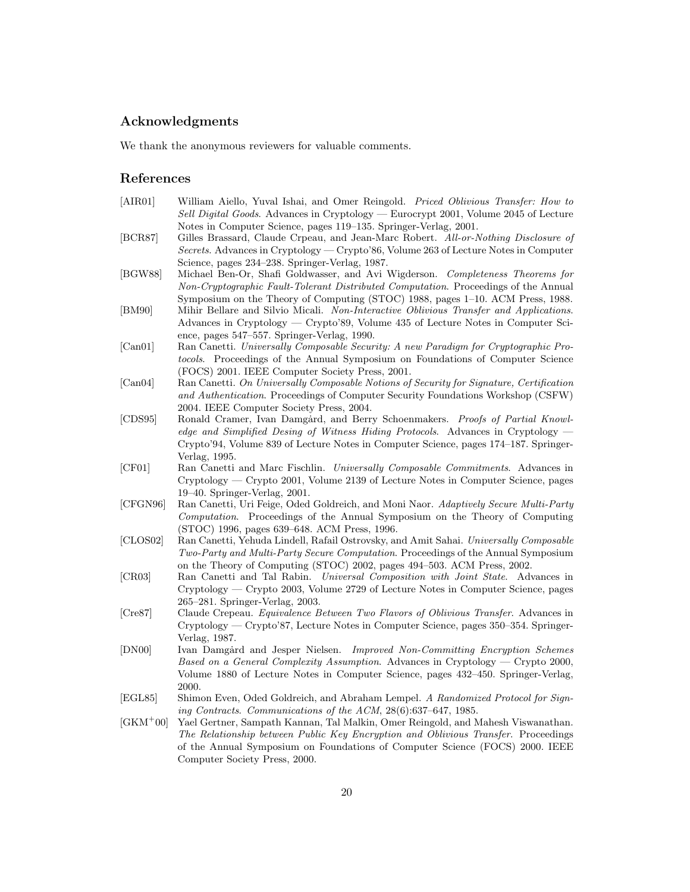## Acknowledgments

We thank the anonymous reviewers for valuable comments.

## References

[AIR01] William Aiello, Yuval Ishai, and Omer Reingold. *Priced Oblivious Transfer: How to Sell Digital Goods*. Advances in Cryptology — Eurocrypt 2001, Volume 2045 of Lecture Notes in Computer Science, pages 119–135. Springer-Verlag, 2001.

[BCR87] Gilles Brassard, Claude Crpeau, and Jean-Marc Robert. *All-or-Nothing Disclosure of Secrets*. Advances in Cryptology — Crypto'86, Volume 263 of Lecture Notes in Computer Science, pages 234–238. Springer-Verlag, 1987.

[BGW88] Michael Ben-Or, Shafi Goldwasser, and Avi Wigderson. *Completeness Theorems for Non-Cryptographic Fault-Tolerant Distributed Computation*. Proceedings of the Annual Symposium on the Theory of Computing (STOC) 1988, pages 1–10. ACM Press, 1988.

[BM90] Mihir Bellare and Silvio Micali. *Non-Interactive Oblivious Transfer and Applications*. Advances in Cryptology — Crypto'89, Volume 435 of Lecture Notes in Computer Science, pages 547–557. Springer-Verlag, 1990.

[Can01] Ran Canetti. *Universally Composable Security: A new Paradigm for Cryptographic Protocols*. Proceedings of the Annual Symposium on Foundations of Computer Science (FOCS) 2001. IEEE Computer Society Press, 2001.

[Can04] Ran Canetti. *On Universally Composable Notions of Security for Signature, Certification and Authentication*. Proceedings of Computer Security Foundations Workshop (CSFW) 2004. IEEE Computer Society Press, 2004.

[CDS95] Ronald Cramer, Ivan Damgård, and Berry Schoenmakers. *Proofs of Partial Knowledge and Simplified Desing of Witness Hiding Protocols*. Advances in Cryptology — Crypto'94, Volume 839 of Lecture Notes in Computer Science, pages 174–187. Springer-Verlag, 1995.

[CF01] Ran Canetti and Marc Fischlin. *Universally Composable Commitments*. Advances in Cryptology — Crypto 2001, Volume 2139 of Lecture Notes in Computer Science, pages 19–40. Springer-Verlag, 2001.

[CFGN96] Ran Canetti, Uri Feige, Oded Goldreich, and Moni Naor. *Adaptively Secure Multi-Party Computation*. Proceedings of the Annual Symposium on the Theory of Computing (STOC) 1996, pages 639–648. ACM Press, 1996.

[CLOS02] Ran Canetti, Yehuda Lindell, Rafail Ostrovsky, and Amit Sahai. *Universally Composable Two-Party and Multi-Party Secure Computation*. Proceedings of the Annual Symposium on the Theory of Computing (STOC) 2002, pages 494–503. ACM Press, 2002.

[CR03] Ran Canetti and Tal Rabin. *Universal Composition with Joint State*. Advances in Cryptology — Crypto 2003, Volume 2729 of Lecture Notes in Computer Science, pages 265–281. Springer-Verlag, 2003.

[Cre87] Claude Crepeau. *Equivalence Between Two Flavors of Oblivious Transfer*. Advances in Cryptology — Crypto'87, Lecture Notes in Computer Science, pages 350–354. Springer-Verlag, 1987.

[DN00] Ivan Damgård and Jesper Nielsen. *Improved Non-Committing Encryption Schemes Based on a General Complexity Assumption*. Advances in Cryptology — Crypto 2000, Volume 1880 of Lecture Notes in Computer Science, pages 432–450. Springer-Verlag, 2000.

[EGL85] Shimon Even, Oded Goldreich, and Abraham Lempel. *A Randomized Protocol for Signing Contracts*. *Communications of the ACM*, 28(6):637–647, 1985.

[GKM+00] Yael Gertner, Sampath Kannan, Tal Malkin, Omer Reingold, and Mahesh Viswanathan. *The Relationship between Public Key Encryption and Oblivious Transfer*. Proceedings of the Annual Symposium on Foundations of Computer Science (FOCS) 2000. IEEE Computer Society Press, 2000.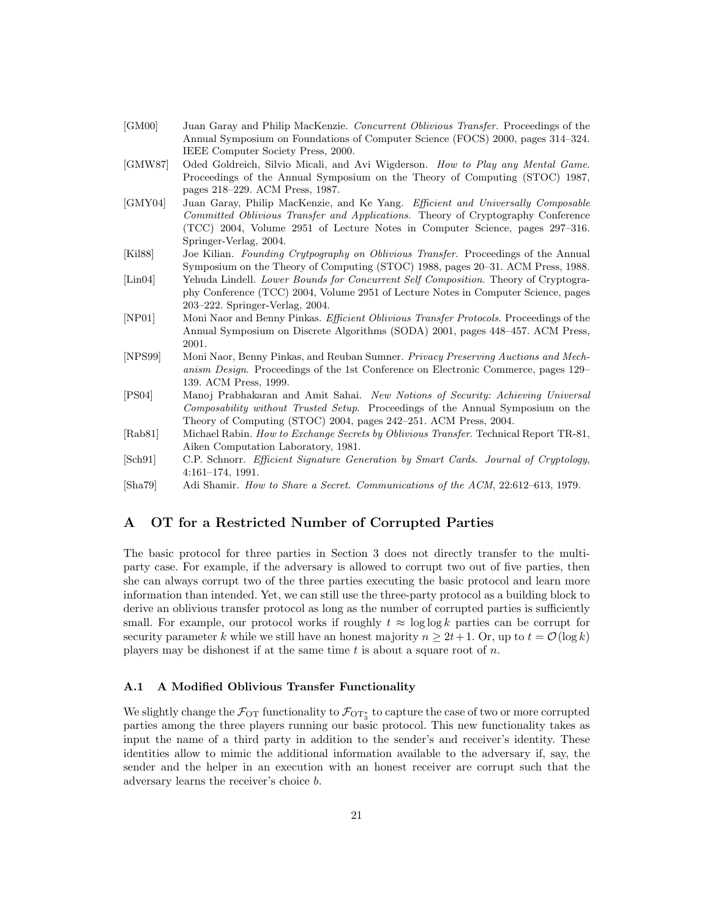[GM00] Juan Garay and Philip MacKenzie. *Concurrent Oblivious Transfer*. Proceedings of the Annual Symposium on Foundations of Computer Science (FOCS) 2000, pages 314–324. IEEE Computer Society Press, 2000.

[GMW87] Oded Goldreich, Silvio Micali, and Avi Wigderson. *How to Play any Mental Game*. Proceedings of the Annual Symposium on the Theory of Computing (STOC) 1987, pages 218–229. ACM Press, 1987.

[GMY04] Juan Garay, Philip MacKenzie, and Ke Yang. *Efficient and Universally Composable Committed Oblivious Transfer and Applications*. Theory of Cryptography Conference (TCC) 2004, Volume 2951 of Lecture Notes in Computer Science, pages 297–316. Springer-Verlag, 2004.

[Kil88] Joe Kilian. *Founding Crytpography on Oblivious Transfer*. Proceedings of the Annual Symposium on the Theory of Computing (STOC) 1988, pages 20–31. ACM Press, 1988.

[Lin04] Yehuda Lindell. *Lower Bounds for Concurrent Self Composition*. Theory of Cryptography Conference (TCC) 2004, Volume 2951 of Lecture Notes in Computer Science, pages 203–222. Springer-Verlag, 2004.

[NP01] Moni Naor and Benny Pinkas. *Efficient Oblivious Transfer Protocols*. Proceedings of the Annual Symposium on Discrete Algorithms (SODA) 2001, pages 448–457. ACM Press, 2001.

[NPS99] Moni Naor, Benny Pinkas, and Reuban Sumner. *Privacy Preserving Auctions and Mechanism Design*. Proceedings of the 1st Conference on Electronic Commerce, pages 129–139. ACM Press, 1999.

[PS04] Manoj Prabhakaran and Amit Sahai. *New Notions of Security: Achieving Universal Composability without Trusted Setup*. Proceedings of the Annual Symposium on the Theory of Computing (STOC) 2004, pages 242–251. ACM Press, 2004.

[Rab81] Michael Rabin. *How to Exchange Secrets by Oblivious Transfer*. Technical Report TR-81, Aiken Computation Laboratory, 1981.

[Sch91] C.P. Schnorr. *Efficient Signature Generation by Smart Cards*. *Journal of Cryptology*, 4:161–174, 1991.

[Sha79] Adi Shamir. *How to Share a Secret*. *Communications of the ACM*, 22:612–613, 1979.

# A OT for a Restricted Number of Corrupted Parties

The basic protocol for three parties in Section 3 does not directly transfer to the multi-party case. For example, if the adversary is allowed to corrupt two out of five parties, then she can always corrupt two of the three parties executing the basic protocol and learn more information than intended. Yet, we can still use the three-party protocol as a building block to derive an oblivious transfer protocol as long as the number of corrupted parties is sufficiently small. For example, our protocol works if roughly $t \approx \log\log k$ parties can be corrupt for security parameter $k$ while we still have an honest majority $n \geq 2t+1$. Or, up to $t = \mathcal{O}(\log k)$ players may be dishonest if at the same time $t$ is about a square root of $n$.

## A.1 A Modified Oblivious Transfer Functionality

We slightly change the $\mathcal{F}_{\mathrm{OT}}$ functionality to $\mathcal{F}_{\mathrm{OT}_3^*}$ to capture the case of two or more corrupted parties among the three players running our basic protocol. This new functionality takes as input the name of a third party in addition to the sender's and receiver's identity. These identities allow to mimic the additional information available to the adversary if, say, the sender and the helper in an execution with an honest receiver are corrupt such that the adversary learns the receiver's choice $b$.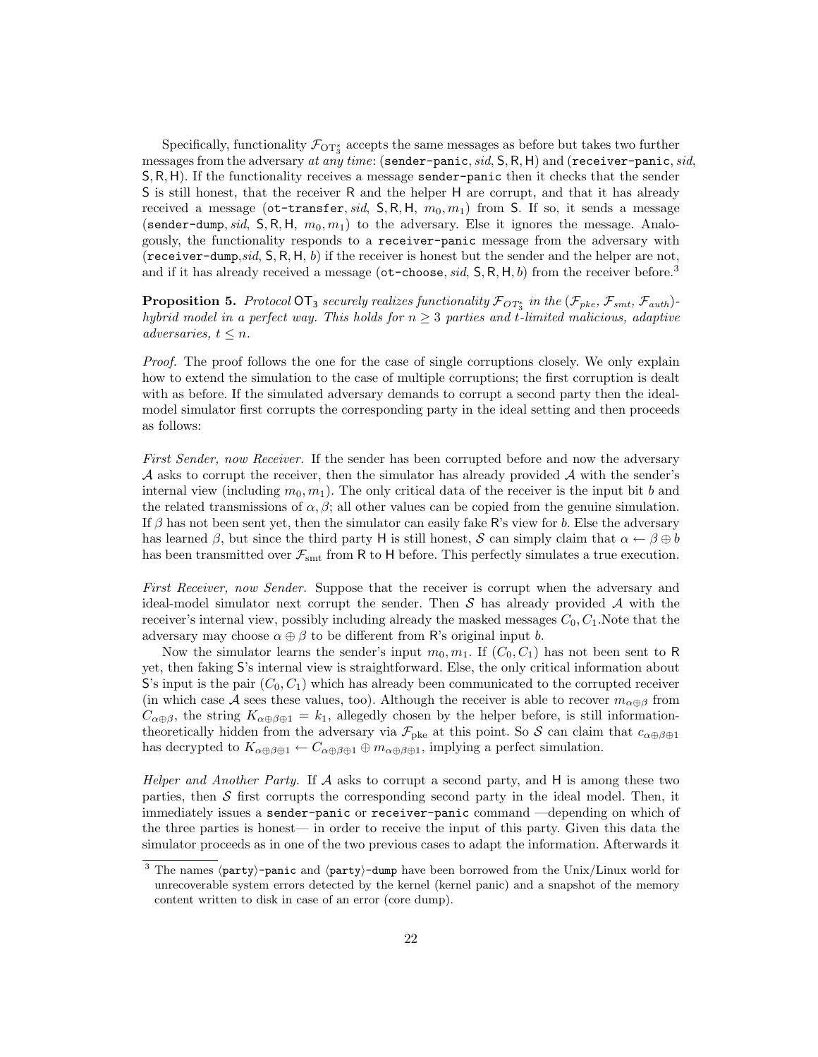Specifically, functionality $\mathcal{F}_{\mathrm{OT}_3^*}$ accepts the same messages as before but takes two further messages from the adversary *at any time*: (sender-panic, *sid*, S, R, H) and (receiver-panic, *sid*, S, R, H). If the functionality receives a message sender-panic then it checks that the sender S is still honest, that the receiver R and the helper H are corrupt, and that it has already received a message (ot-transfer, *sid*, S, R, H, $m_0, m_1$) from S. If so, it sends a message (sender-dump, *sid*, S, R, H, $m_0, m_1$) to the adversary. Else it ignores the message. Analogously, the functionality responds to a receiver-panic message from the adversary with (receiver-dump, *sid*, S, R, H, $b$) if the receiver is honest but the sender and the helper are not, and if it has already received a message (ot-choose, *sid*, S, R, H, $b$) from the receiver before.[3]

**Proposition 5.** *Protocol* $\mathsf{OT}_3$ *securely realizes functionality* $\mathcal{F}_{OT_3^*}$ *in the* ($\mathcal{F}_{pke}$, $\mathcal{F}_{smt}$, $\mathcal{F}_{auth}$)*-hybrid model in a perfect way. This holds for* $n \geq 3$ *parties and* $t$*-limited malicious, adaptive adversaries,* $t \leq n$.

*Proof.* The proof follows the one for the case of single corruptions closely. We only explain how to extend the simulation to the case of multiple corruptions; the first corruption is dealt with as before. If the simulated adversary demands to corrupt a second party then the ideal-model simulator first corrupts the corresponding party in the ideal setting and then proceeds as follows:

*First Sender, now Receiver.* If the sender has been corrupted before and now the adversary $\mathcal{A}$ asks to corrupt the receiver, then the simulator has already provided $\mathcal{A}$ with the sender's internal view (including $m_0, m_1$). The only critical data of the receiver is the input bit $b$ and the related transmissions of $\alpha, \beta$; all other values can be copied from the genuine simulation. If $\beta$ has not been sent yet, then the simulator can easily fake R's view for $b$. Else the adversary has learned $\beta$, but since the third party H is still honest, $\mathcal{S}$ can simply claim that $\alpha \leftarrow \beta \oplus b$ has been transmitted over $\mathcal{F}_{\mathrm{smt}}$ from R to H before. This perfectly simulates a true execution.

*First Receiver, now Sender.* Suppose that the receiver is corrupt when the adversary and ideal-model simulator next corrupt the sender. Then $\mathcal{S}$ has already provided $\mathcal{A}$ with the receiver's internal view, possibly including already the masked messages $C_0, C_1$.Note that the adversary may choose $\alpha \oplus \beta$ to be different from R's original input $b$.

Now the simulator learns the sender's input $m_0, m_1$. If $(C_0, C_1)$ has not been sent to R yet, then faking S's internal view is straightforward. Else, the only critical information about S's input is the pair $(C_0, C_1)$ which has already been communicated to the corrupted receiver (in which case $\mathcal{A}$ sees these values, too). Although the receiver is able to recover $m_{\alpha\oplus\beta}$ from $C_{\alpha\oplus\beta}$, the string $K_{\alpha\oplus\beta\oplus 1} = k_1$, allegedly chosen by the helper before, is still information-theoretically hidden from the adversary via $\mathcal{F}_{\mathrm{pke}}$ at this point. So $\mathcal{S}$ can claim that $c_{\alpha\oplus\beta\oplus 1}$ has decrypted to $K_{\alpha\oplus\beta\oplus 1} \leftarrow C_{\alpha\oplus\beta\oplus 1} \oplus m_{\alpha\oplus\beta\oplus 1}$, implying a perfect simulation.

*Helper and Another Party.* If $\mathcal{A}$ asks to corrupt a second party, and H is among these two parties, then $\mathcal{S}$ first corrupts the corresponding second party in the ideal model. Then, it immediately issues a sender-panic or receiver-panic command —depending on which of the three parties is honest— in order to receive the input of this party. Given this data the simulator proceeds as in one of the two previous cases to adapt the information. Afterwards it

[3] The names ⟨party⟩-panic and ⟨party⟩-dump have been borrowed from the Unix/Linux world for unrecoverable system errors detected by the kernel (kernel panic) and a snapshot of the memory content written to disk in case of an error (core dump).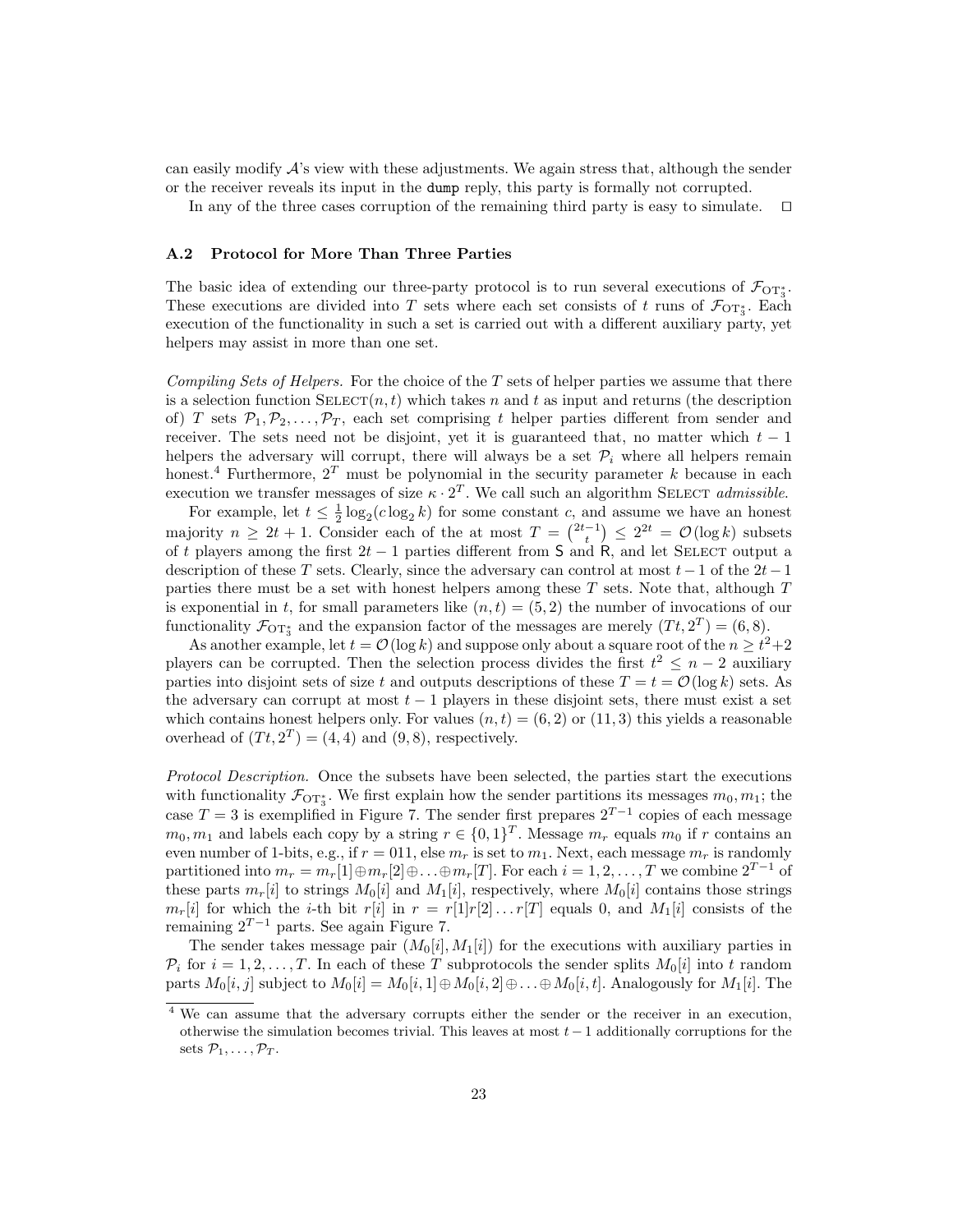can easily modify $\mathcal{A}$'s view with these adjustments. We again stress that, although the sender or the receiver reveals its input in the `dump` reply, this party is formally not corrupted.

In any of the three cases corruption of the remaining third party is easy to simulate. $\square$

### A.2 Protocol for More Than Three Parties

The basic idea of extending our three-party protocol is to run several executions of $\mathcal{F}_{\mathrm{OT}_3^*}$. These executions are divided into $T$ sets where each set consists of $t$ runs of $\mathcal{F}_{\mathrm{OT}_3^*}$. Each execution of the functionality in such a set is carried out with a different auxiliary party, yet helpers may assist in more than one set.

*Compiling Sets of Helpers.* For the choice of the $T$ sets of helper parties we assume that there is a selection function $\mathrm{SELECT}(n,t)$ which takes $n$ and $t$ as input and returns (the description of) $T$ sets $\mathcal{P}_1, \mathcal{P}_2, \ldots, \mathcal{P}_T$, each set comprising $t$ helper parties different from sender and receiver. The sets need not be disjoint, yet it is guaranteed that, no matter which $t-1$ helpers the adversary will corrupt, there will always be a set $\mathcal{P}_i$ where all helpers remain honest.[4] Furthermore, $2^T$ must be polynomial in the security parameter $k$ because in each execution we transfer messages of size $\kappa \cdot 2^T$. We call such an algorithm SELECT *admissible*.

For example, let $t \leq \frac{1}{2}\log_2(c \log_2 k)$ for some constant $c$, and assume we have an honest majority $n \geq 2t+1$. Consider each of the at most $T = \binom{2t-1}{t} \leq 2^{2t} = \mathcal{O}(\log k)$ subsets of $t$ players among the first $2t-1$ parties different from $\mathsf{S}$ and $\mathsf{R}$, and let SELECT output a description of these $T$ sets. Clearly, since the adversary can control at most $t-1$ of the $2t-1$ parties there must be a set with honest helpers among these $T$ sets. Note that, although $T$ is exponential in $t$, for small parameters like $(n,t) = (5,2)$ the number of invocations of our functionality $\mathcal{F}_{\mathrm{OT}_3^*}$ and the expansion factor of the messages are merely $(Tt, 2^T) = (6,8)$.

As another example, let $t = \mathcal{O}(\log k)$ and suppose only about a square root of the $n \geq t^2+2$ players can be corrupted. Then the selection process divides the first $t^2 \leq n-2$ auxiliary parties into disjoint sets of size $t$ and outputs descriptions of these $T = t = \mathcal{O}(\log k)$ sets. As the adversary can corrupt at most $t-1$ players in these disjoint sets, there must exist a set which contains honest helpers only. For values $(n,t) = (6,2)$ or $(11,3)$ this yields a reasonable overhead of $(Tt, 2^T) = (4,4)$ and $(9,8)$, respectively.

*Protocol Description.* Once the subsets have been selected, the parties start the executions with functionality $\mathcal{F}_{\mathrm{OT}_3^*}$. We first explain how the sender partitions its messages $m_0, m_1$; the case $T = 3$ is exemplified in Figure 7. The sender first prepares $2^{T-1}$ copies of each message $m_0, m_1$ and labels each copy by a string $r \in \{0,1\}^T$. Message $m_r$ equals $m_0$ if $r$ contains an even number of 1-bits, e.g., if $r = 011$, else $m_r$ is set to $m_1$. Next, each message $m_r$ is randomly partitioned into $m_r = m_r[1] \oplus m_r[2] \oplus \ldots \oplus m_r[T]$. For each $i = 1,2,\ldots,T$ we combine $2^{T-1}$ of these parts $m_r[i]$ to strings $M_0[i]$ and $M_1[i]$, respectively, where $M_0[i]$ contains those strings $m_r[i]$ for which the $i$-th bit $r[i]$ in $r = r[1]r[2]\ldots r[T]$ equals 0, and $M_1[i]$ consists of the remaining $2^{T-1}$ parts. See again Figure 7.

The sender takes message pair $(M_0[i], M_1[i])$ for the executions with auxiliary parties in $\mathcal{P}_i$ for $i = 1,2,\ldots,T$. In each of these $T$ subprotocols the sender splits $M_0[i]$ into $t$ random parts $M_0[i,j]$ subject to $M_0[i] = M_0[i,1] \oplus M_0[i,2] \oplus \ldots \oplus M_0[i,t]$. Analogously for $M_1[i]$. The

[4] We can assume that the adversary corrupts either the sender or the receiver in an execution, otherwise the simulation becomes trivial. This leaves at most $t-1$ additionally corruptions for the sets $\mathcal{P}_1, \ldots, \mathcal{P}_T$.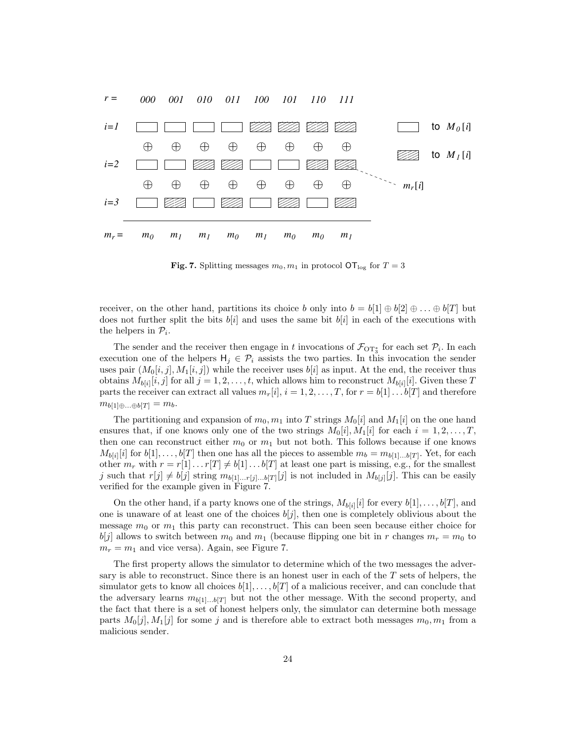r = 000 001 010 011 100 101 110 111

i=1

i=2

i=3

$m_r$ = $m_0$ $m_1$ $m_1$ $m_0$ $m_1$ $m_0$ $m_0$ $m_1$

to $M_0[i]$

to $M_1[i]$

$m_r[i]$

**Fig. 7.** Splitting messages $m_0, m_1$ in protocol $\mathsf{OT}_{\log}$ for $T = 3$

receiver, on the other hand, partitions its choice $b$ only into $b = b[1] \oplus b[2] \oplus \ldots \oplus b[T]$ but does not further split the bits $b[i]$ and uses the same bit $b[i]$ in each of the executions with the helpers in $\mathcal{P}_i$.

The sender and the receiver then engage in $t$ invocations of $\mathcal{F}_{\mathrm{OT}_3^*}$ for each set $\mathcal{P}_i$. In each execution one of the helpers $\mathsf{H}_j \in \mathcal{P}_i$ assists the two parties. In this invocation the sender uses pair $(M_0[i,j], M_1[i,j])$ while the receiver uses $b[i]$ as input. At the end, the receiver thus obtains $M_{b[i]}[i,j]$ for all $j = 1, 2, \ldots, t$, which allows him to reconstruct $M_{b[i]}[i]$. Given these $T$ parts the receiver can extract all values $m_r[i]$, $i = 1, 2, \ldots, T$, for $r = b[1] \ldots b[T]$ and therefore $m_{b[1] \oplus \ldots \oplus b[T]} = m_b$.

The partitioning and expansion of $m_0, m_1$ into $T$ strings $M_0[i]$ and $M_1[i]$ on the one hand ensures that, if one knows only one of the two strings $M_0[i], M_1[i]$ for each $i = 1, 2, \ldots, T$, then one can reconstruct either $m_0$ or $m_1$ but not both. This follows because if one knows $M_{b[i]}[i]$ for $b[1], \ldots, b[T]$ then one has all the pieces to assemble $m_b = m_{b[1] \ldots b[T]}$. Yet, for each other $m_r$ with $r = r[1] \ldots r[T] \neq b[1] \ldots b[T]$ at least one part is missing, e.g., for the smallest $j$ such that $r[j] \neq b[j]$ string $m_{b[1] \ldots r[j] \ldots b[T]}[j]$ is not included in $M_{b[j]}[j]$. This can be easily verified for the example given in Figure 7.

On the other hand, if a party knows one of the strings, $M_{b[i]}[i]$ for every $b[1], \ldots, b[T]$, and one is unaware of at least one of the choices $b[j]$, then one is completely oblivious about the message $m_0$ or $m_1$ this party can reconstruct. This can been seen because either choice for $b[j]$ allows to switch between $m_0$ and $m_1$ (because flipping one bit in $r$ changes $m_r = m_0$ to $m_r = m_1$ and vice versa). Again, see Figure 7.

The first property allows the simulator to determine which of the two messages the adversary is able to reconstruct. Since there is an honest user in each of the $T$ sets of helpers, the simulator gets to know all choices $b[1], \ldots, b[T]$ of a malicious receiver, and can conclude that the adversary learns $m_{b[1] \ldots b[T]}$ but not the other message. With the second property, and the fact that there is a set of honest helpers only, the simulator can determine both message parts $M_0[j], M_1[j]$ for some $j$ and is therefore able to extract both messages $m_0, m_1$ from a malicious sender.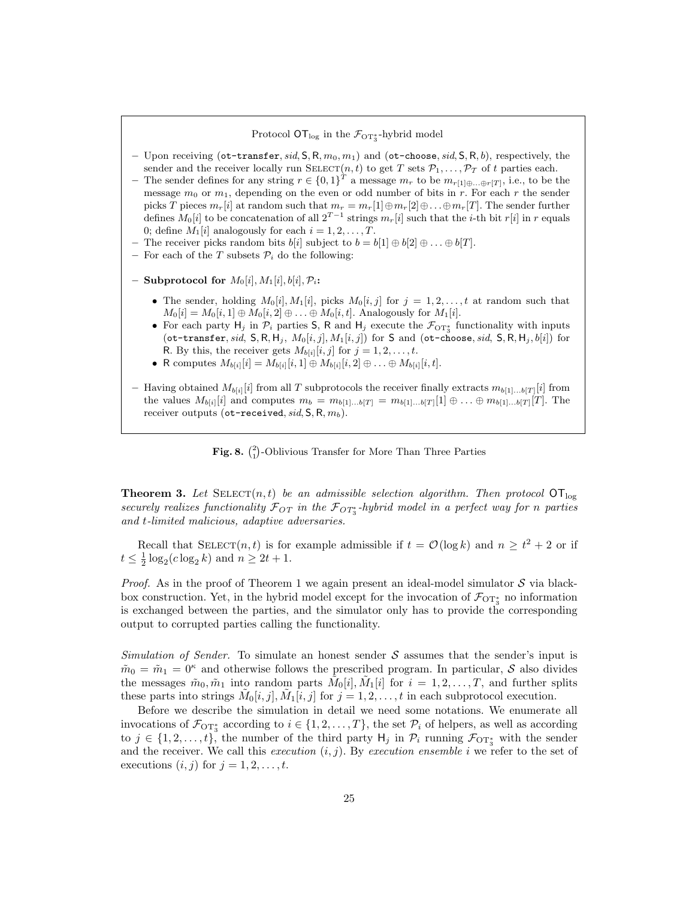Protocol $\mathsf{OT}_{\log}$ in the $\mathcal{F}_{\mathrm{OT}_3^*}$-hybrid model

- Upon receiving (`ot-transfer`, $sid, \mathsf{S}, \mathsf{R}, m_0, m_1$) and (`ot-choose`, $sid, \mathsf{S}, \mathsf{R}, b$), respectively, the sender and the receiver locally run $\textsc{Select}(n,t)$ to get $T$ sets $\mathcal{P}_1, \ldots, \mathcal{P}_T$ of $t$ parties each.
- The sender defines for any string $r \in \{0,1\}^T$ a message $m_r$ to be $m_{r[1]\oplus\ldots\oplus r[T]}$, i.e., to be the message $m_0$ or $m_1$, depending on the even or odd number of bits in $r$. For each $r$ the sender picks $T$ pieces $m_r[i]$ at random such that $m_r = m_r[1] \oplus m_r[2] \oplus \ldots \oplus m_r[T]$. The sender further defines $M_0[i]$ to be concatenation of all $2^{T-1}$ strings $m_r[i]$ such that the $i$-th bit $r[i]$ in $r$ equals 0; define $M_1[i]$ analogously for each $i = 1, 2, \ldots, T$.
- The receiver picks random bits $b[i]$ subject to $b = b[1] \oplus b[2] \oplus \ldots \oplus b[T]$.
- For each of the $T$ subsets $\mathcal{P}_i$ do the following:

- **Subprotocol for** $M_0[i], M_1[i], b[i], \mathcal{P}_i$**:**
  - The sender, holding $M_0[i], M_1[i]$, picks $M_0[i,j]$ for $j = 1, 2, \ldots, t$ at random such that $M_0[i] = M_0[i,1] \oplus M_0[i,2] \oplus \ldots \oplus M_0[i,t]$. Analogously for $M_1[i]$.
  - For each party $\mathsf{H}_j$ in $\mathcal{P}_i$ parties $\mathsf{S}$, $\mathsf{R}$ and $\mathsf{H}_j$ execute the $\mathcal{F}_{\mathrm{OT}_3^*}$ functionality with inputs (`ot-transfer`, $sid$, $\mathsf{S}, \mathsf{R}, \mathsf{H}_j$, $M_0[i,j], M_1[i,j]$) for $\mathsf{S}$ and (`ot-choose`, $sid$, $\mathsf{S}, \mathsf{R}, \mathsf{H}_j, b[i]$) for $\mathsf{R}$. By this, the receiver gets $M_{b[i]}[i,j]$ for $j = 1, 2, \ldots, t$.
  - $\mathsf{R}$ computes $M_{b[i]}[i] = M_{b[i]}[i,1] \oplus M_{b[i]}[i,2] \oplus \ldots \oplus M_{b[i]}[i,t]$.

- Having obtained $M_{b[i]}[i]$ from all $T$ subprotocols the receiver finally extracts $m_{b[1]\ldots b[T]}[i]$ from the values $M_{b[i]}[i]$ and computes $m_b = m_{b[1]\ldots b[T]} = m_{b[1]\ldots b[T]}[1] \oplus \ldots \oplus m_{b[1]\ldots b[T]}[T]$. The receiver outputs (`ot-received`, $sid, \mathsf{S}, \mathsf{R}, m_b$).

**Fig. 8.** $\binom{2}{1}$-Oblivious Transfer for More Than Three Parties

**Theorem 3.** *Let* $\textsc{Select}(n,t)$ *be an admissible selection algorithm. Then protocol* $\mathsf{OT}_{\log}$ *securely realizes functionality* $\mathcal{F}_{OT}$ *in the* $\mathcal{F}_{OT_3^*}$*-hybrid model in a perfect way for* $n$ *parties and* $t$*-limited malicious, adaptive adversaries.*

Recall that $\textsc{Select}(n,t)$ is for example admissible if $t = \mathcal{O}(\log k)$ and $n \geq t^2 + 2$ or if $t \leq \frac{1}{2}\log_2(c \log_2 k)$ and $n \geq 2t + 1$.

*Proof.* As in the proof of Theorem 1 we again present an ideal-model simulator $\mathcal{S}$ via black-box construction. Yet, in the hybrid model except for the invocation of $\mathcal{F}_{\mathrm{OT}_3^*}$ no information is exchanged between the parties, and the simulator only has to provide the corresponding output to corrupted parties calling the functionality.

*Simulation of Sender.* To simulate an honest sender $\mathcal{S}$ assumes that the sender's input is $\tilde{m}_0 = \tilde{m}_1 = 0^\kappa$ and otherwise follows the prescribed program. In particular, $\mathcal{S}$ also divides the messages $\tilde{m}_0, \tilde{m}_1$ into random parts $\tilde{M}_0[i], \tilde{M}_1[i]$ for $i = 1, 2, \ldots, T$, and further splits these parts into strings $\tilde{M}_0[i,j], \tilde{M}_1[i,j]$ for $j = 1, 2, \ldots, t$ in each subprotocol execution.

Before we describe the simulation in detail we need some notations. We enumerate all invocations of $\mathcal{F}_{\mathrm{OT}_3^*}$ according to $i \in \{1, 2, \ldots, T\}$, the set $\mathcal{P}_i$ of helpers, as well as according to $j \in \{1, 2, \ldots, t\}$, the number of the third party $\mathsf{H}_j$ in $\mathcal{P}_i$ running $\mathcal{F}_{\mathrm{OT}_3^*}$ with the sender and the receiver. We call this *execution* $(i,j)$. By *execution ensemble* $i$ we refer to the set of executions $(i,j)$ for $j = 1, 2, \ldots, t$.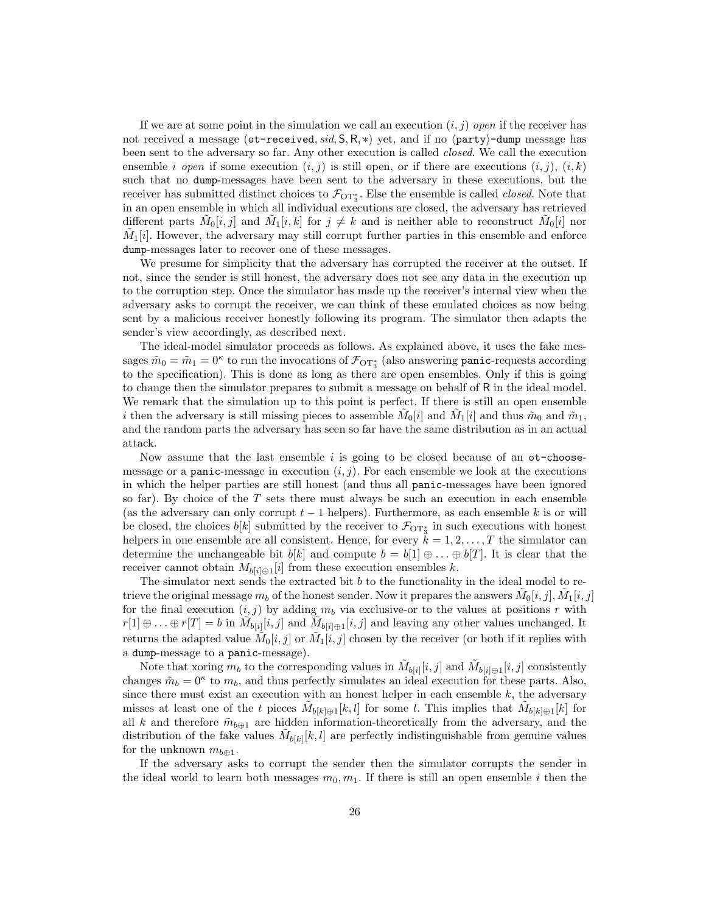If we are at some point in the simulation we call an execution $(i, j)$ *open* if the receiver has not received a message $(\texttt{ot-received}, sid, \mathsf{S}, \mathsf{R}, *)$ yet, and if no $\langle$party$\rangle$-dump message has been sent to the adversary so far. Any other execution is called *closed*. We call the execution ensemble $i$ *open* if some execution $(i, j)$ is still open, or if there are executions $(i, j)$, $(i, k)$ such that no dump-messages have been sent to the adversary in these executions, but the receiver has submitted distinct choices to $\mathcal{F}_{\mathrm{OT}_3^*}$. Else the ensemble is called *closed*. Note that in an open ensemble in which all individual executions are closed, the adversary has retrieved different parts $\tilde{M}_0[i, j]$ and $\tilde{M}_1[i, k]$ for $j \neq k$ and is neither able to reconstruct $\tilde{M}_0[i]$ nor $\tilde{M}_1[i]$. However, the adversary may still corrupt further parties in this ensemble and enforce dump-messages later to recover one of these messages.

We presume for simplicity that the adversary has corrupted the receiver at the outset. If not, since the sender is still honest, the adversary does not see any data in the execution up to the corruption step. Once the simulator has made up the receiver's internal view when the adversary asks to corrupt the receiver, we can think of these emulated choices as now being sent by a malicious receiver honestly following its program. The simulator then adapts the sender's view accordingly, as described next.

The ideal-model simulator proceeds as follows. As explained above, it uses the fake messages $\tilde{m}_0 = \tilde{m}_1 = 0^\kappa$ to run the invocations of $\mathcal{F}_{\mathrm{OT}_3^*}$ (also answering panic-requests according to the specification). This is done as long as there are open ensembles. Only if this is going to change then the simulator prepares to submit a message on behalf of $\mathsf{R}$ in the ideal model. We remark that the simulation up to this point is perfect. If there is still an open ensemble $i$ then the adversary is still missing pieces to assemble $\tilde{M}_0[i]$ and $\tilde{M}_1[i]$ and thus $\tilde{m}_0$ and $\tilde{m}_1$, and the random parts the adversary has seen so far have the same distribution as in an actual attack.

Now assume that the last ensemble $i$ is going to be closed because of an ot-choose-message or a panic-message in execution $(i, j)$. For each ensemble we look at the executions in which the helper parties are still honest (and thus all panic-messages have been ignored so far). By choice of the $T$ sets there must always be such an execution in each ensemble (as the adversary can only corrupt $t - 1$ helpers). Furthermore, as each ensemble $k$ is or will be closed, the choices $b[k]$ submitted by the receiver to $\mathcal{F}_{\mathrm{OT}_3^*}$ in such executions with honest helpers in one ensemble are all consistent. Hence, for every $k = 1, 2, \ldots, T$ the simulator can determine the unchangeable bit $b[k]$ and compute $b = b[1] \oplus \ldots \oplus b[T]$. It is clear that the receiver cannot obtain $M_{b[i]\oplus 1}[i]$ from these execution ensembles $k$.

The simulator next sends the extracted bit $b$ to the functionality in the ideal model to retrieve the original message $m_b$ of the honest sender. Now it prepares the answers $\tilde{M}_0[i, j], \tilde{M}_1[i, j]$ for the final execution $(i, j)$ by adding $m_b$ via exclusive-or to the values at positions $r$ with $r[1] \oplus \ldots \oplus r[T] = b$ in $\tilde{M}_{b[i]}[i, j]$ and $\tilde{M}_{b[i]\oplus 1}[i, j]$ and leaving any other values unchanged. It returns the adapted value $\tilde{M}_0[i, j]$ or $\tilde{M}_1[i, j]$ chosen by the receiver (or both if it replies with a dump-message to a panic-message).

Note that xoring $m_b$ to the corresponding values in $\tilde{M}_{b[i]}[i, j]$ and $\tilde{M}_{b[i]\oplus 1}[i, j]$ consistently changes $\tilde{m}_b = 0^\kappa$ to $m_b$, and thus perfectly simulates an ideal execution for these parts. Also, since there must exist an execution with an honest helper in each ensemble $k$, the adversary misses at least one of the $t$ pieces $\tilde{M}_{b[k]\oplus 1}[k, l]$ for some $l$. This implies that $\tilde{M}_{b[k]\oplus 1}[k]$ for all $k$ and therefore $\tilde{m}_{b\oplus 1}$ are hidden information-theoretically from the adversary, and the distribution of the fake values $\tilde{M}_{b[k]}[k, l]$ are perfectly indistinguishable from genuine values for the unknown $m_{b\oplus 1}$.

If the adversary asks to corrupt the sender then the simulator corrupts the sender in the ideal world to learn both messages $m_0, m_1$. If there is still an open ensemble $i$ then the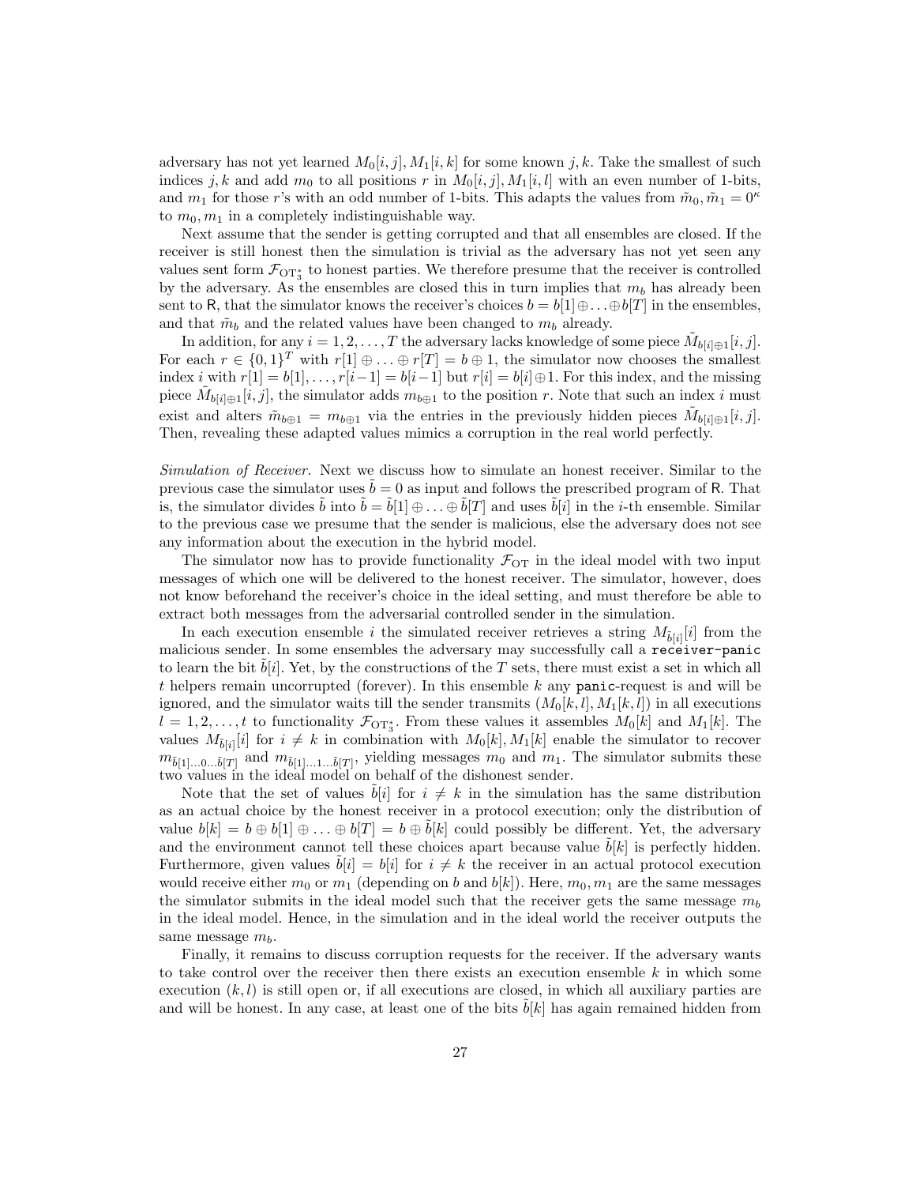adversary has not yet learned $M_0[i,j], M_1[i,k]$ for some known $j,k$. Take the smallest of such indices $j,k$ and add $m_0$ to all positions $r$ in $M_0[i,j], M_1[i,l]$ with an even number of 1-bits, and $m_1$ for those $r$'s with an odd number of 1-bits. This adapts the values from $\tilde{m}_0, \tilde{m}_1 = 0^\kappa$ to $m_0, m_1$ in a completely indistinguishable way.

Next assume that the sender is getting corrupted and that all ensembles are closed. If the receiver is still honest then the simulation is trivial as the adversary has not yet seen any values sent form $\mathcal{F}_{\mathrm{OT}_3^*}$ to honest parties. We therefore presume that the receiver is controlled by the adversary. As the ensembles are closed this in turn implies that $m_b$ has already been sent to R, that the simulator knows the receiver's choices $b = b[1] \oplus \ldots \oplus b[T]$ in the ensembles, and that $\tilde{m}_b$ and the related values have been changed to $m_b$ already.

In addition, for any $i = 1, 2, \ldots, T$ the adversary lacks knowledge of some piece $\tilde{M}_{b[i]\oplus 1}[i,j]$. For each $r \in \{0,1\}^T$ with $r[1] \oplus \ldots \oplus r[T] = b \oplus 1$, the simulator now chooses the smallest index $i$ with $r[1] = b[1], \ldots, r[i-1] = b[i-1]$ but $r[i] = b[i] \oplus 1$. For this index, and the missing piece $\tilde{M}_{b[i]\oplus 1}[i,j]$, the simulator adds $m_{b\oplus 1}$ to the position $r$. Note that such an index $i$ must exist and alters $\tilde{m}_{b\oplus 1} = m_{b\oplus 1}$ via the entries in the previously hidden pieces $\tilde{M}_{b[i]\oplus 1}[i,j]$. Then, revealing these adapted values mimics a corruption in the real world perfectly.

*Simulation of Receiver.* Next we discuss how to simulate an honest receiver. Similar to the previous case the simulator uses $\tilde{b} = 0$ as input and follows the prescribed program of R. That is, the simulator divides $\tilde{b}$ into $\tilde{b} = \tilde{b}[1] \oplus \ldots \oplus \tilde{b}[T]$ and uses $\tilde{b}[i]$ in the $i$-th ensemble. Similar to the previous case we presume that the sender is malicious, else the adversary does not see any information about the execution in the hybrid model.

The simulator now has to provide functionality $\mathcal{F}_{\mathrm{OT}}$ in the ideal model with two input messages of which one will be delivered to the honest receiver. The simulator, however, does not know beforehand the receiver's choice in the ideal setting, and must therefore be able to extract both messages from the adversarial controlled sender in the simulation.

In each execution ensemble $i$ the simulated receiver retrieves a string $M_{\tilde{b}[i]}[i]$ from the malicious sender. In some ensembles the adversary may successfully call a `receiver-panic` to learn the bit $\tilde{b}[i]$. Yet, by the constructions of the $T$ sets, there must exist a set in which all $t$ helpers remain uncorrupted (forever). In this ensemble $k$ any `panic`-request is and will be ignored, and the simulator waits till the sender transmits $(M_0[k,l], M_1[k,l])$ in all executions $l = 1, 2, \ldots, t$ to functionality $\mathcal{F}_{\mathrm{OT}_3^*}$. From these values it assembles $M_0[k]$ and $M_1[k]$. The values $M_{\tilde{b}[i]}[i]$ for $i \neq k$ in combination with $M_0[k], M_1[k]$ enable the simulator to recover $m_{\tilde{b}[1]\ldots 0\ldots \tilde{b}[T]}$ and $m_{\tilde{b}[1]\ldots 1\ldots \tilde{b}[T]}$, yielding messages $m_0$ and $m_1$. The simulator submits these two values in the ideal model on behalf of the dishonest sender.

Note that the set of values $\tilde{b}[i]$ for $i \neq k$ in the simulation has the same distribution as an actual choice by the honest receiver in a protocol execution; only the distribution of value $b[k] = b \oplus b[1] \oplus \ldots \oplus b[T] = b \oplus \tilde{b}[k]$ could possibly be different. Yet, the adversary and the environment cannot tell these choices apart because value $\tilde{b}[k]$ is perfectly hidden. Furthermore, given values $\tilde{b}[i] = b[i]$ for $i \neq k$ the receiver in an actual protocol execution would receive either $m_0$ or $m_1$ (depending on $b$ and $b[k]$). Here, $m_0, m_1$ are the same messages the simulator submits in the ideal model such that the receiver gets the same message $m_b$ in the ideal model. Hence, in the simulation and in the ideal world the receiver outputs the same message $m_b$.

Finally, it remains to discuss corruption requests for the receiver. If the adversary wants to take control over the receiver then there exists an execution ensemble $k$ in which some execution $(k,l)$ is still open or, if all executions are closed, in which all auxiliary parties are and will be honest. In any case, at least one of the bits $\tilde{b}[k]$ has again remained hidden from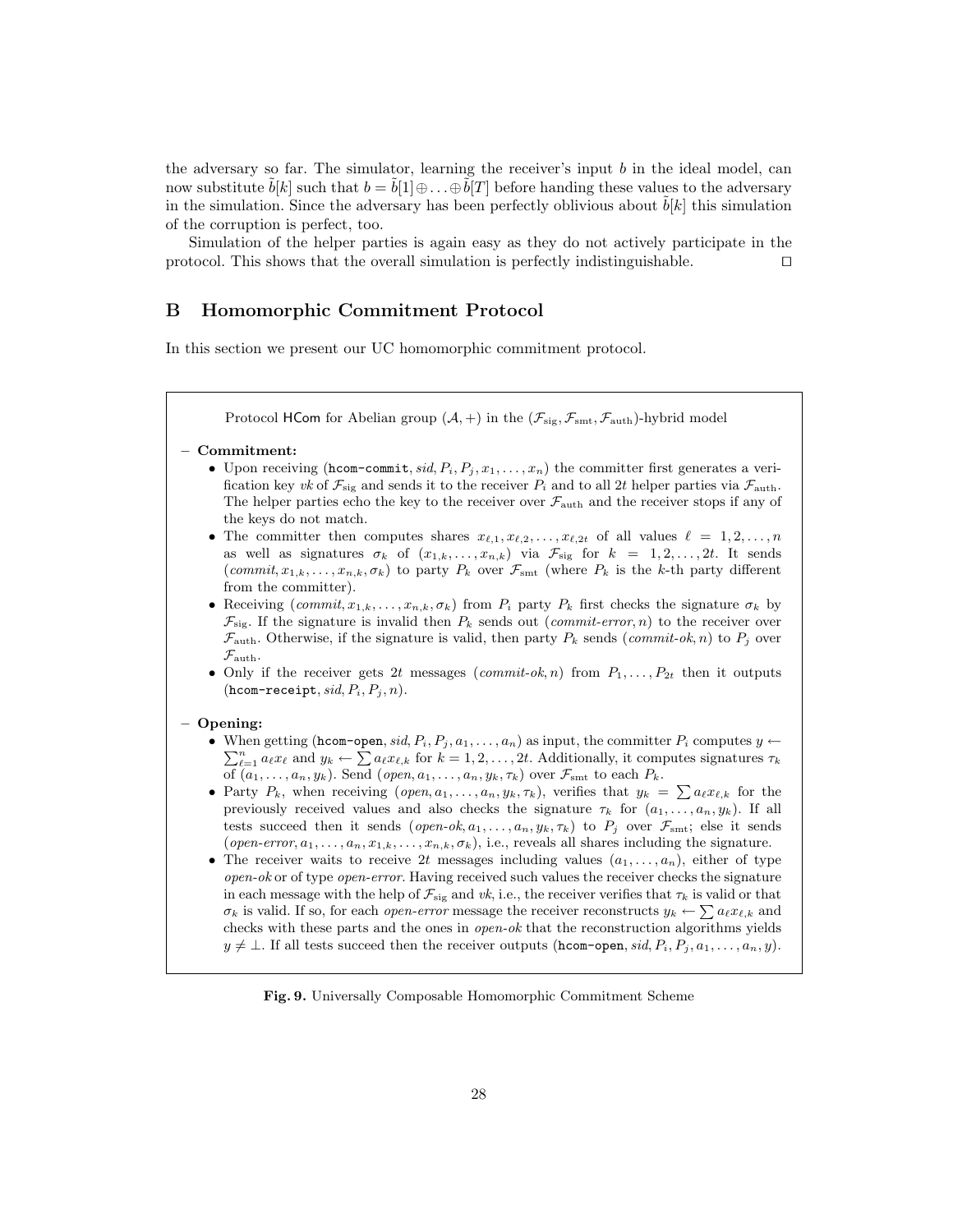the adversary so far. The simulator, learning the receiver's input $b$ in the ideal model, can now substitute $\tilde{b}[k]$ such that $b = \tilde{b}[1] \oplus \ldots \oplus \tilde{b}[T]$ before handing these values to the adversary in the simulation. Since the adversary has been perfectly oblivious about $\tilde{b}[k]$ this simulation of the corruption is perfect, too.

Simulation of the helper parties is again easy as they do not actively participate in the protocol. This shows that the overall simulation is perfectly indistinguishable. ☐

## B Homomorphic Commitment Protocol

In this section we present our UC homomorphic commitment protocol.

Protocol HCom for Abelian group $(\mathcal{A}, +)$ in the $(\mathcal{F}_{\text{sig}}, \mathcal{F}_{\text{smt}}, \mathcal{F}_{\text{auth}})$-hybrid model

– **Commitment:**
  - Upon receiving ($\texttt{hcom-commit}, sid, P_i, P_j, x_1, \ldots, x_n$) the committer first generates a verification key $vk$ of $\mathcal{F}_{\text{sig}}$ and sends it to the receiver $P_i$ and to all $2t$ helper parties via $\mathcal{F}_{\text{auth}}$. The helper parties echo the key to the receiver over $\mathcal{F}_{\text{auth}}$ and the receiver stops if any of the keys do not match.
  - The committer then computes shares $x_{\ell,1}, x_{\ell,2}, \ldots, x_{\ell,2t}$ of all values $\ell = 1, 2, \ldots, n$ as well as signatures $\sigma_k$ of $(x_{1,k}, \ldots, x_{n,k})$ via $\mathcal{F}_{\text{sig}}$ for $k = 1, 2, \ldots, 2t$. It sends $(commit, x_{1,k}, \ldots, x_{n,k}, \sigma_k)$ to party $P_k$ over $\mathcal{F}_{\text{smt}}$ (where $P_k$ is the $k$-th party different from the committer).
  - Receiving $(commit, x_{1,k}, \ldots, x_{n,k}, \sigma_k)$ from $P_i$ party $P_k$ first checks the signature $\sigma_k$ by $\mathcal{F}_{\text{sig}}$. If the signature is invalid then $P_k$ sends out $(commit\text{-}error, n)$ to the receiver over $\mathcal{F}_{\text{auth}}$. Otherwise, if the signature is valid, then party $P_k$ sends $(commit\text{-}ok, n)$ to $P_j$ over $\mathcal{F}_{\text{auth}}$.
  - Only if the receiver gets $2t$ messages $(commit\text{-}ok, n)$ from $P_1, \ldots, P_{2t}$ then it outputs ($\texttt{hcom-receipt}, sid, P_i, P_j, n$).

– **Opening:**
  - When getting ($\texttt{hcom-open}, sid, P_i, P_j, a_1, \ldots, a_n$) as input, the committer $P_i$ computes $y \leftarrow \sum_{\ell=1}^{n} a_\ell x_\ell$ and $y_k \leftarrow \sum a_\ell x_{\ell,k}$ for $k = 1, 2, \ldots, 2t$. Additionally, it computes signatures $\tau_k$ of $(a_1, \ldots, a_n, y_k)$. Send $(open, a_1, \ldots, a_n, y_k, \tau_k)$ over $\mathcal{F}_{\text{smt}}$ to each $P_k$.
  - Party $P_k$, when receiving $(open, a_1, \ldots, a_n, y_k, \tau_k)$, verifies that $y_k = \sum a_\ell x_{\ell,k}$ for the previously received values and also checks the signature $\tau_k$ for $(a_1, \ldots, a_n, y_k)$. If all tests succeed then it sends $(open\text{-}ok, a_1, \ldots, a_n, y_k, \tau_k)$ to $P_j$ over $\mathcal{F}_{\text{smt}}$; else it sends $(open\text{-}error, a_1, \ldots, a_n, x_{1,k}, \ldots, x_{n,k}, \sigma_k)$, i.e., reveals all shares including the signature.
  - The receiver waits to receive $2t$ messages including values $(a_1, \ldots, a_n)$, either of type *open-ok* or of type *open-error*. Having received such values the receiver checks the signature in each message with the help of $\mathcal{F}_{\text{sig}}$ and $vk$, i.e., the receiver verifies that $\tau_k$ is valid or that $\sigma_k$ is valid. If so, for each *open-error* message the receiver reconstructs $y_k \leftarrow \sum a_\ell x_{\ell,k}$ and checks with these parts and the ones in *open-ok* that the reconstruction algorithms yields $y \neq \perp$. If all tests succeed then the receiver outputs ($\texttt{hcom-open}, sid, P_i, P_j, a_1, \ldots, a_n, y$).

**Fig. 9.** Universally Composable Homomorphic Commitment Scheme